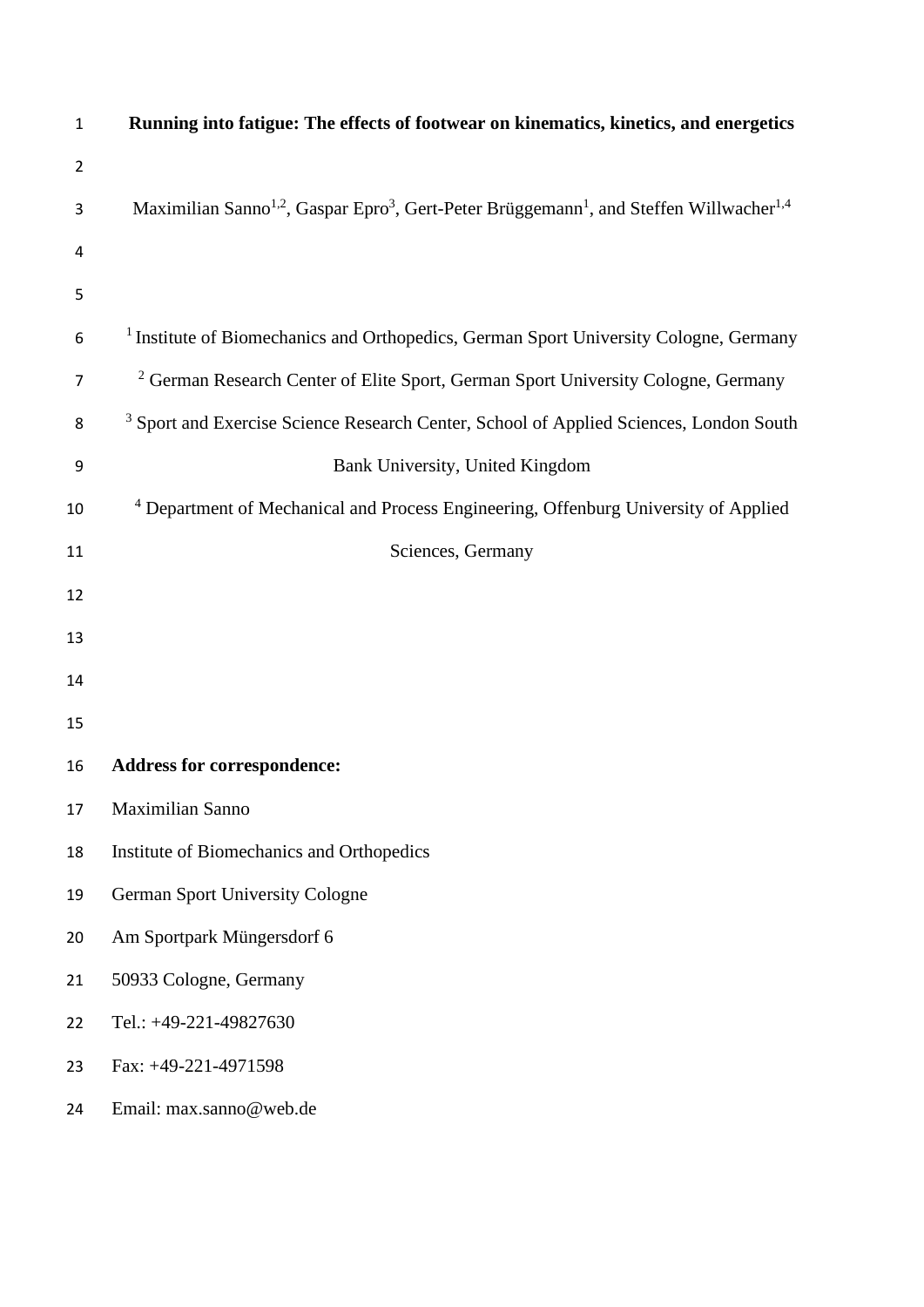# Running into fatigue: The effects of footwear on kinematics, kinetics, and energetics

Maximilian Sanno[1,2], Gaspar Epro[3], Gert-Peter Brüggemann[1], and Steffen Willwacher[1,4]

[1] Institute of Biomechanics and Orthopedics, German Sport University Cologne, Germany

[2] German Research Center of Elite Sport, German Sport University Cologne, Germany

[3] Sport and Exercise Science Research Center, School of Applied Sciences, London South Bank University, United Kingdom

[4] Department of Mechanical and Process Engineering, Offenburg University of Applied Sciences, Germany

**Address for correspondence:**

Maximilian Sanno

Institute of Biomechanics and Orthopedics

German Sport University Cologne

Am Sportpark Müngersdorf 6

50933 Cologne, Germany

Tel.: +49-221-49827630

Fax: +49-221-4971598

Email: max.sanno@web.de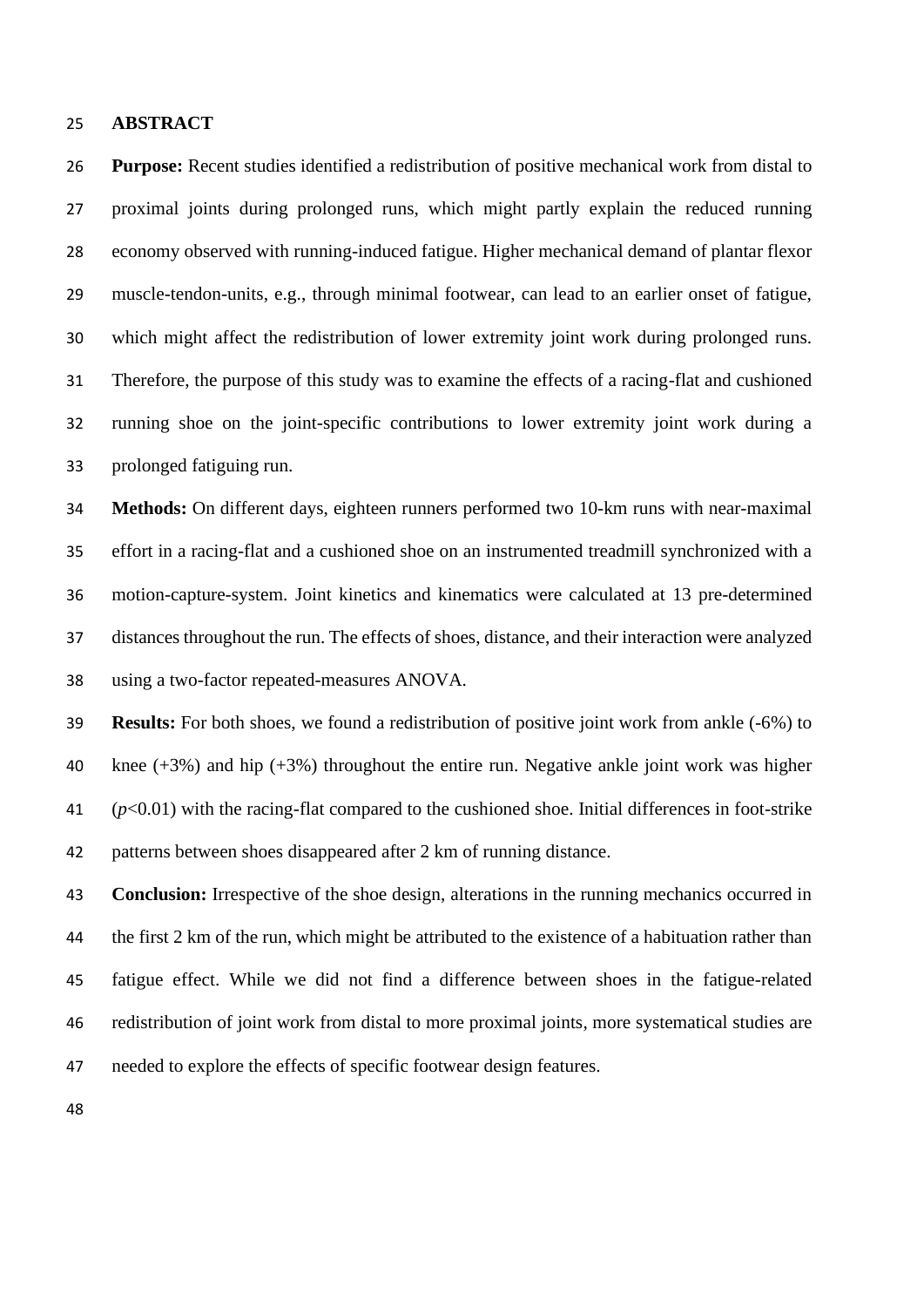## ABSTRACT

**Purpose:** Recent studies identified a redistribution of positive mechanical work from distal to proximal joints during prolonged runs, which might partly explain the reduced running economy observed with running-induced fatigue. Higher mechanical demand of plantar flexor muscle-tendon-units, e.g., through minimal footwear, can lead to an earlier onset of fatigue, which might affect the redistribution of lower extremity joint work during prolonged runs. Therefore, the purpose of this study was to examine the effects of a racing-flat and cushioned running shoe on the joint-specific contributions to lower extremity joint work during a prolonged fatiguing run.

**Methods:** On different days, eighteen runners performed two 10-km runs with near-maximal effort in a racing-flat and a cushioned shoe on an instrumented treadmill synchronized with a motion-capture-system. Joint kinetics and kinematics were calculated at 13 pre-determined distances throughout the run. The effects of shoes, distance, and their interaction were analyzed using a two-factor repeated-measures ANOVA.

**Results:** For both shoes, we found a redistribution of positive joint work from ankle (-6%) to knee (+3%) and hip (+3%) throughout the entire run. Negative ankle joint work was higher ($p<0.01$) with the racing-flat compared to the cushioned shoe. Initial differences in foot-strike patterns between shoes disappeared after 2 km of running distance.

**Conclusion:** Irrespective of the shoe design, alterations in the running mechanics occurred in the first 2 km of the run, which might be attributed to the existence of a habituation rather than fatigue effect. While we did not find a difference between shoes in the fatigue-related redistribution of joint work from distal to more proximal joints, more systematical studies are needed to explore the effects of specific footwear design features.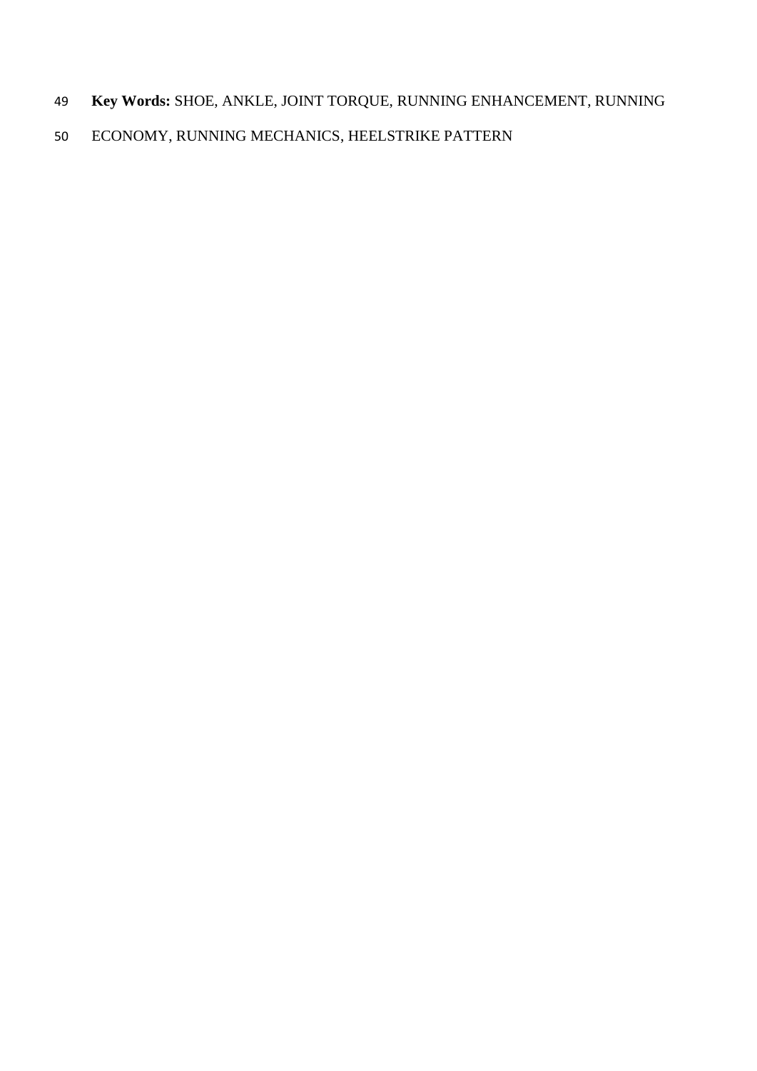**Key Words:** SHOE, ANKLE, JOINT TORQUE, RUNNING ENHANCEMENT, RUNNING ECONOMY, RUNNING MECHANICS, HEELSTRIKE PATTERN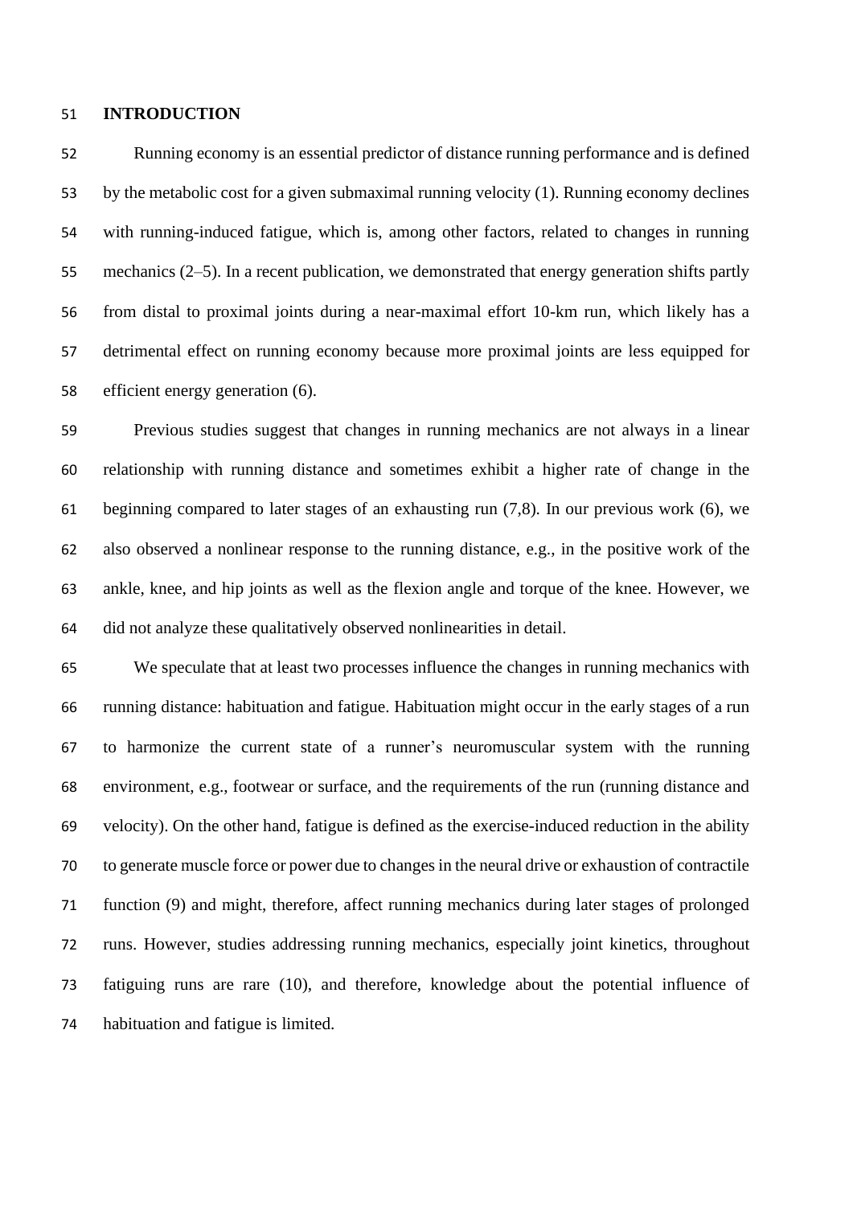## INTRODUCTION

Running economy is an essential predictor of distance running performance and is defined by the metabolic cost for a given submaximal running velocity (1). Running economy declines with running-induced fatigue, which is, among other factors, related to changes in running mechanics (2–5). In a recent publication, we demonstrated that energy generation shifts partly from distal to proximal joints during a near-maximal effort 10-km run, which likely has a detrimental effect on running economy because more proximal joints are less equipped for efficient energy generation (6).

Previous studies suggest that changes in running mechanics are not always in a linear relationship with running distance and sometimes exhibit a higher rate of change in the beginning compared to later stages of an exhausting run (7,8). In our previous work (6), we also observed a nonlinear response to the running distance, e.g., in the positive work of the ankle, knee, and hip joints as well as the flexion angle and torque of the knee. However, we did not analyze these qualitatively observed nonlinearities in detail.

We speculate that at least two processes influence the changes in running mechanics with running distance: habituation and fatigue. Habituation might occur in the early stages of a run to harmonize the current state of a runner's neuromuscular system with the running environment, e.g., footwear or surface, and the requirements of the run (running distance and velocity). On the other hand, fatigue is defined as the exercise-induced reduction in the ability to generate muscle force or power due to changes in the neural drive or exhaustion of contractile function (9) and might, therefore, affect running mechanics during later stages of prolonged runs. However, studies addressing running mechanics, especially joint kinetics, throughout fatiguing runs are rare (10), and therefore, knowledge about the potential influence of habituation and fatigue is limited.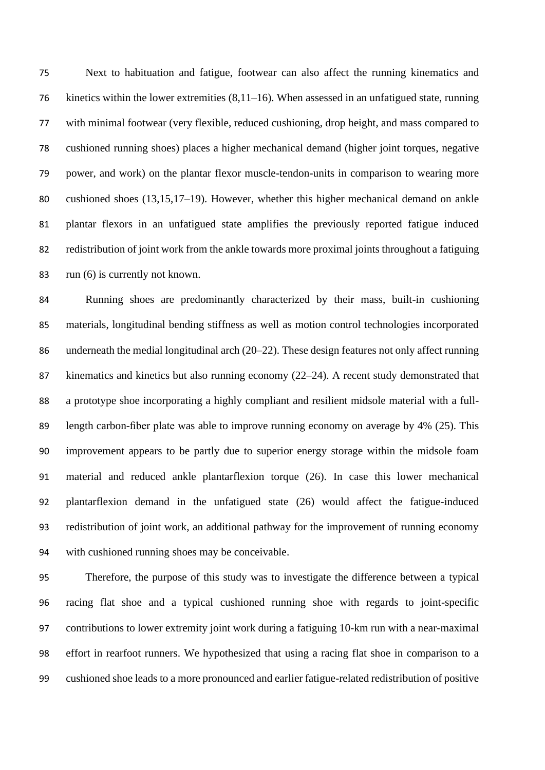Next to habituation and fatigue, footwear can also affect the running kinematics and kinetics within the lower extremities (8,11–16). When assessed in an unfatigued state, running with minimal footwear (very flexible, reduced cushioning, drop height, and mass compared to cushioned running shoes) places a higher mechanical demand (higher joint torques, negative power, and work) on the plantar flexor muscle-tendon-units in comparison to wearing more cushioned shoes (13,15,17–19). However, whether this higher mechanical demand on ankle plantar flexors in an unfatigued state amplifies the previously reported fatigue induced redistribution of joint work from the ankle towards more proximal joints throughout a fatiguing run (6) is currently not known.

Running shoes are predominantly characterized by their mass, built-in cushioning materials, longitudinal bending stiffness as well as motion control technologies incorporated underneath the medial longitudinal arch (20–22). These design features not only affect running kinematics and kinetics but also running economy (22–24). A recent study demonstrated that a prototype shoe incorporating a highly compliant and resilient midsole material with a full-length carbon-fiber plate was able to improve running economy on average by 4% (25). This improvement appears to be partly due to superior energy storage within the midsole foam material and reduced ankle plantarflexion torque (26). In case this lower mechanical plantarflexion demand in the unfatigued state (26) would affect the fatigue-induced redistribution of joint work, an additional pathway for the improvement of running economy with cushioned running shoes may be conceivable.

Therefore, the purpose of this study was to investigate the difference between a typical racing flat shoe and a typical cushioned running shoe with regards to joint-specific contributions to lower extremity joint work during a fatiguing 10-km run with a near-maximal effort in rearfoot runners. We hypothesized that using a racing flat shoe in comparison to a cushioned shoe leads to a more pronounced and earlier fatigue-related redistribution of positive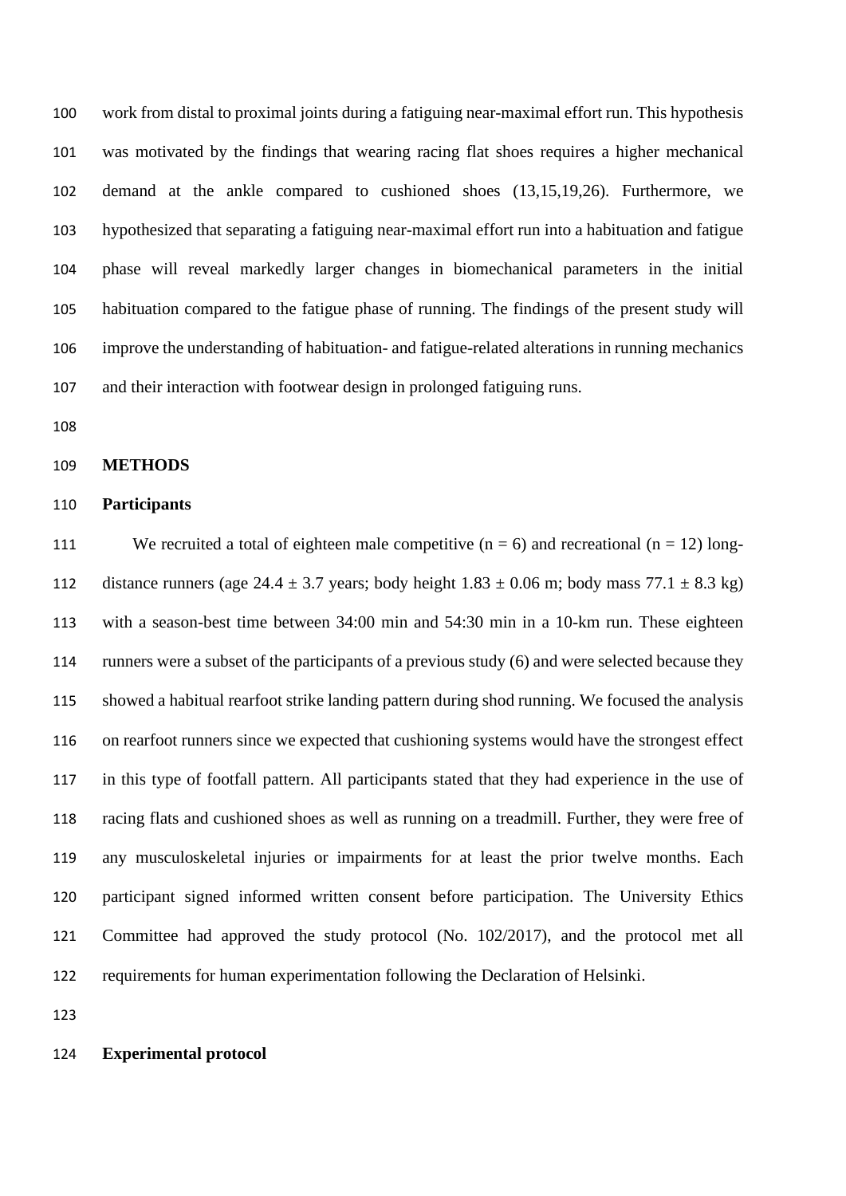work from distal to proximal joints during a fatiguing near-maximal effort run. This hypothesis was motivated by the findings that wearing racing flat shoes requires a higher mechanical demand at the ankle compared to cushioned shoes (13,15,19,26). Furthermore, we hypothesized that separating a fatiguing near-maximal effort run into a habituation and fatigue phase will reveal markedly larger changes in biomechanical parameters in the initial habituation compared to the fatigue phase of running. The findings of the present study will improve the understanding of habituation- and fatigue-related alterations in running mechanics and their interaction with footwear design in prolonged fatiguing runs.

## METHODS

### Participants

We recruited a total of eighteen male competitive (n = 6) and recreational (n = 12) long-distance runners (age 24.4 ± 3.7 years; body height 1.83 ± 0.06 m; body mass 77.1 ± 8.3 kg) with a season-best time between 34:00 min and 54:30 min in a 10-km run. These eighteen runners were a subset of the participants of a previous study (6) and were selected because they showed a habitual rearfoot strike landing pattern during shod running. We focused the analysis on rearfoot runners since we expected that cushioning systems would have the strongest effect in this type of footfall pattern. All participants stated that they had experience in the use of racing flats and cushioned shoes as well as running on a treadmill. Further, they were free of any musculoskeletal injuries or impairments for at least the prior twelve months. Each participant signed informed written consent before participation. The University Ethics Committee had approved the study protocol (No. 102/2017), and the protocol met all requirements for human experimentation following the Declaration of Helsinki.

### Experimental protocol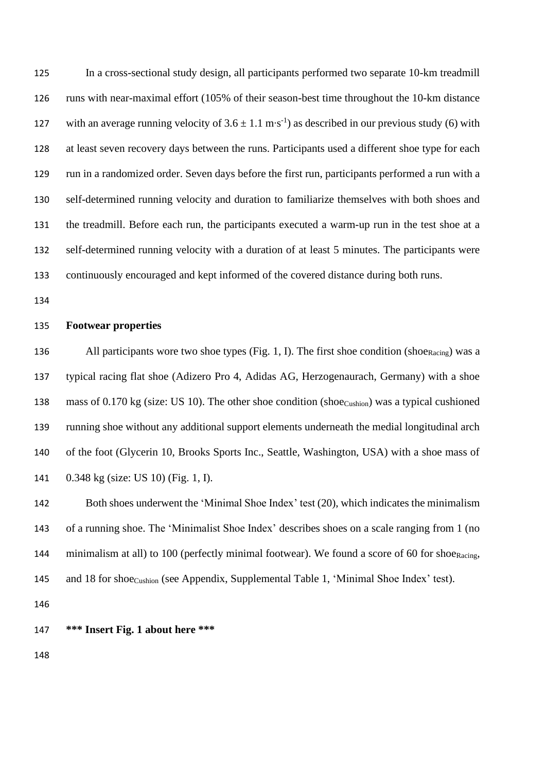In a cross-sectional study design, all participants performed two separate 10-km treadmill runs with near-maximal effort (105% of their season-best time throughout the 10-km distance with an average running velocity of $3.6 \pm 1.1$ $m \cdot s^{-1}$) as described in our previous study (6) with at least seven recovery days between the runs. Participants used a different shoe type for each run in a randomized order. Seven days before the first run, participants performed a run with a self-determined running velocity and duration to familiarize themselves with both shoes and the treadmill. Before each run, the participants executed a warm-up run in the test shoe at a self-determined running velocity with a duration of at least 5 minutes. The participants were continuously encouraged and kept informed of the covered distance during both runs.

**Footwear properties**

All participants wore two shoe types (Fig. 1, I). The first shoe condition ($shoe_{Racing}$) was a typical racing flat shoe (Adizero Pro 4, Adidas AG, Herzogenaurach, Germany) with a shoe mass of 0.170 kg (size: US 10). The other shoe condition ($shoe_{Cushion}$) was a typical cushioned running shoe without any additional support elements underneath the medial longitudinal arch of the foot (Glycerin 10, Brooks Sports Inc., Seattle, Washington, USA) with a shoe mass of 0.348 kg (size: US 10) (Fig. 1, I).

Both shoes underwent the 'Minimal Shoe Index' test (20), which indicates the minimalism of a running shoe. The 'Minimalist Shoe Index' describes shoes on a scale ranging from 1 (no minimalism at all) to 100 (perfectly minimal footwear). We found a score of 60 for $shoe_{Racing}$, and 18 for $shoe_{Cushion}$ (see Appendix, Supplemental Table 1, 'Minimal Shoe Index' test).

**\*\*\* Insert Fig. 1 about here \*\*\***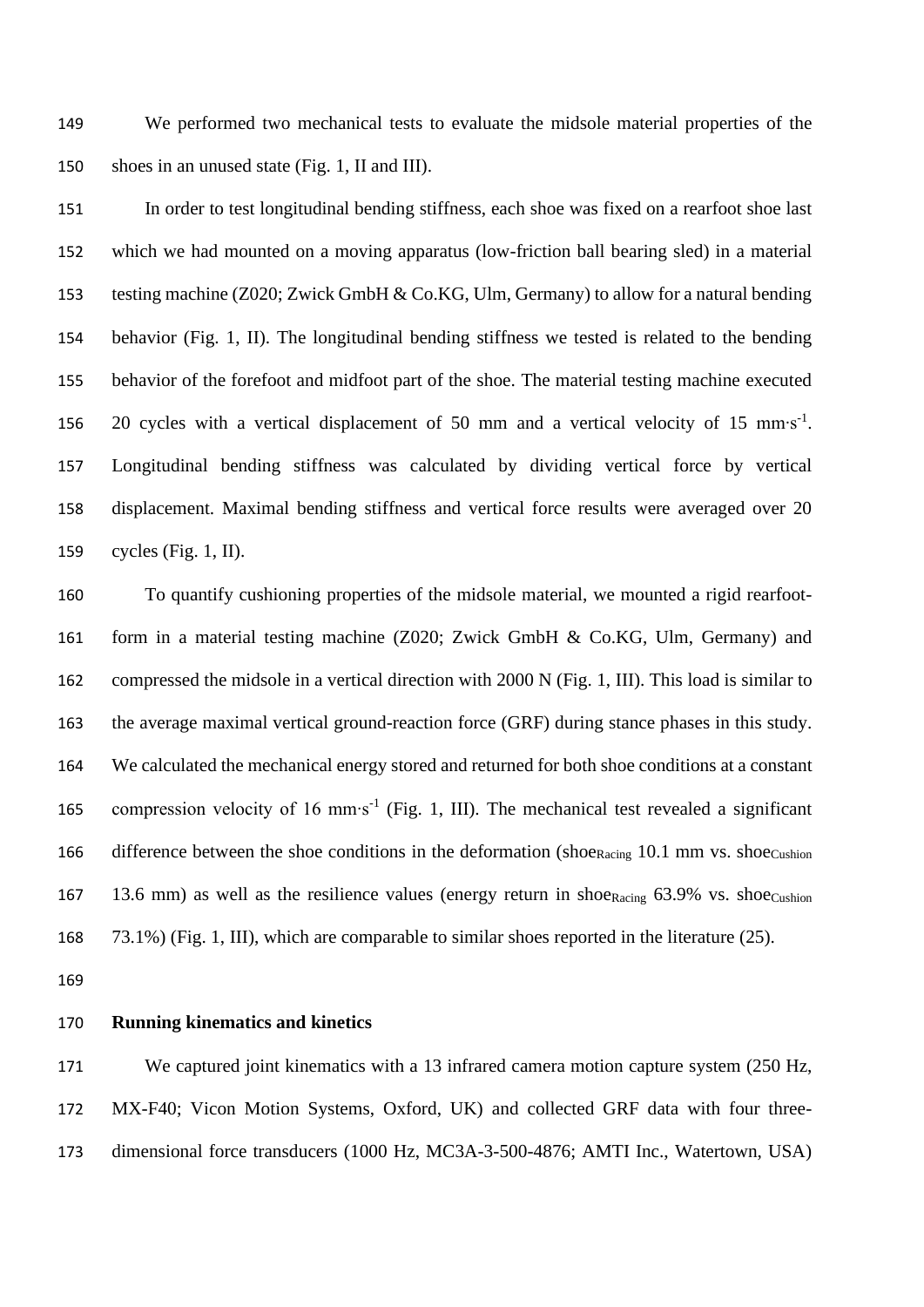We performed two mechanical tests to evaluate the midsole material properties of the shoes in an unused state (Fig. 1, II and III).

In order to test longitudinal bending stiffness, each shoe was fixed on a rearfoot shoe last which we had mounted on a moving apparatus (low-friction ball bearing sled) in a material testing machine (Z020; Zwick GmbH & Co.KG, Ulm, Germany) to allow for a natural bending behavior (Fig. 1, II). The longitudinal bending stiffness we tested is related to the bending behavior of the forefoot and midfoot part of the shoe. The material testing machine executed 20 cycles with a vertical displacement of 50 mm and a vertical velocity of 15 $mm \cdot s^{-1}$. Longitudinal bending stiffness was calculated by dividing vertical force by vertical displacement. Maximal bending stiffness and vertical force results were averaged over 20 cycles (Fig. 1, II).

To quantify cushioning properties of the midsole material, we mounted a rigid rearfoot-form in a material testing machine (Z020; Zwick GmbH & Co.KG, Ulm, Germany) and compressed the midsole in a vertical direction with 2000 N (Fig. 1, III). This load is similar to the average maximal vertical ground-reaction force (GRF) during stance phases in this study. We calculated the mechanical energy stored and returned for both shoe conditions at a constant compression velocity of 16 $mm \cdot s^{-1}$ (Fig. 1, III). The mechanical test revealed a significant difference between the shoe conditions in the deformation ($shoe_{Racing}$ 10.1 mm vs. $shoe_{Cushion}$ 13.6 mm) as well as the resilience values (energy return in $shoe_{Racing}$ 63.9% vs. $shoe_{Cushion}$ 73.1%) (Fig. 1, III), which are comparable to similar shoes reported in the literature (25).

**Running kinematics and kinetics**

We captured joint kinematics with a 13 infrared camera motion capture system (250 Hz, MX-F40; Vicon Motion Systems, Oxford, UK) and collected GRF data with four three-dimensional force transducers (1000 Hz, MC3A-3-500-4876; AMTI Inc., Watertown, USA)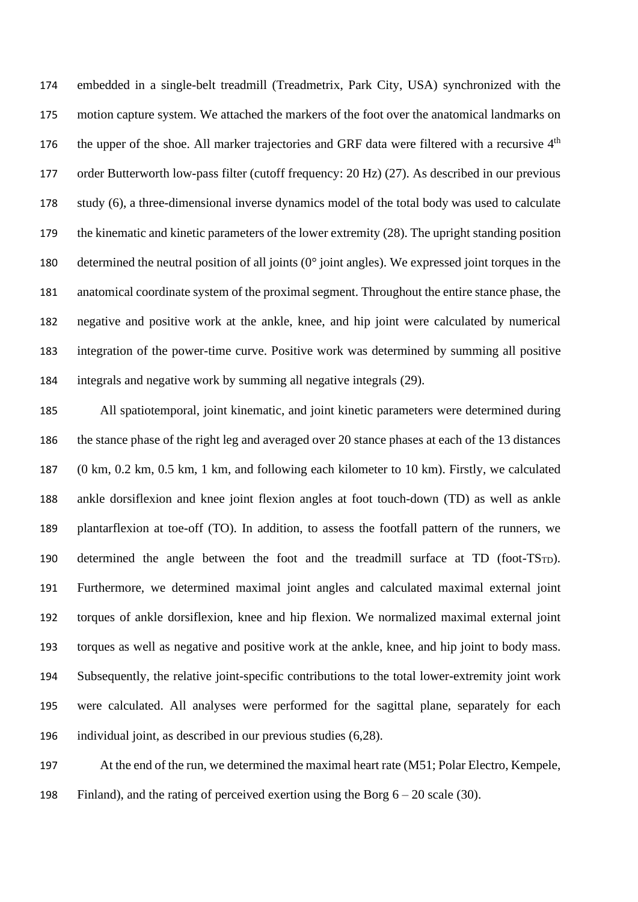embedded in a single-belt treadmill (Treadmetrix, Park City, USA) synchronized with the motion capture system. We attached the markers of the foot over the anatomical landmarks on the upper of the shoe. All marker trajectories and GRF data were filtered with a recursive 4th order Butterworth low-pass filter (cutoff frequency: 20 Hz) (27). As described in our previous study (6), a three-dimensional inverse dynamics model of the total body was used to calculate the kinematic and kinetic parameters of the lower extremity (28). The upright standing position determined the neutral position of all joints (0° joint angles). We expressed joint torques in the anatomical coordinate system of the proximal segment. Throughout the entire stance phase, the negative and positive work at the ankle, knee, and hip joint were calculated by numerical integration of the power-time curve. Positive work was determined by summing all positive integrals and negative work by summing all negative integrals (29).

All spatiotemporal, joint kinematic, and joint kinetic parameters were determined during the stance phase of the right leg and averaged over 20 stance phases at each of the 13 distances (0 km, 0.2 km, 0.5 km, 1 km, and following each kilometer to 10 km). Firstly, we calculated ankle dorsiflexion and knee joint flexion angles at foot touch-down (TD) as well as ankle plantarflexion at toe-off (TO). In addition, to assess the footfall pattern of the runners, we determined the angle between the foot and the treadmill surface at TD (foot-$TS_{TD}$). Furthermore, we determined maximal joint angles and calculated maximal external joint torques of ankle dorsiflexion, knee and hip flexion. We normalized maximal external joint torques as well as negative and positive work at the ankle, knee, and hip joint to body mass. Subsequently, the relative joint-specific contributions to the total lower-extremity joint work were calculated. All analyses were performed for the sagittal plane, separately for each individual joint, as described in our previous studies (6,28).

At the end of the run, we determined the maximal heart rate (M51; Polar Electro, Kempele, Finland), and the rating of perceived exertion using the Borg 6 – 20 scale (30).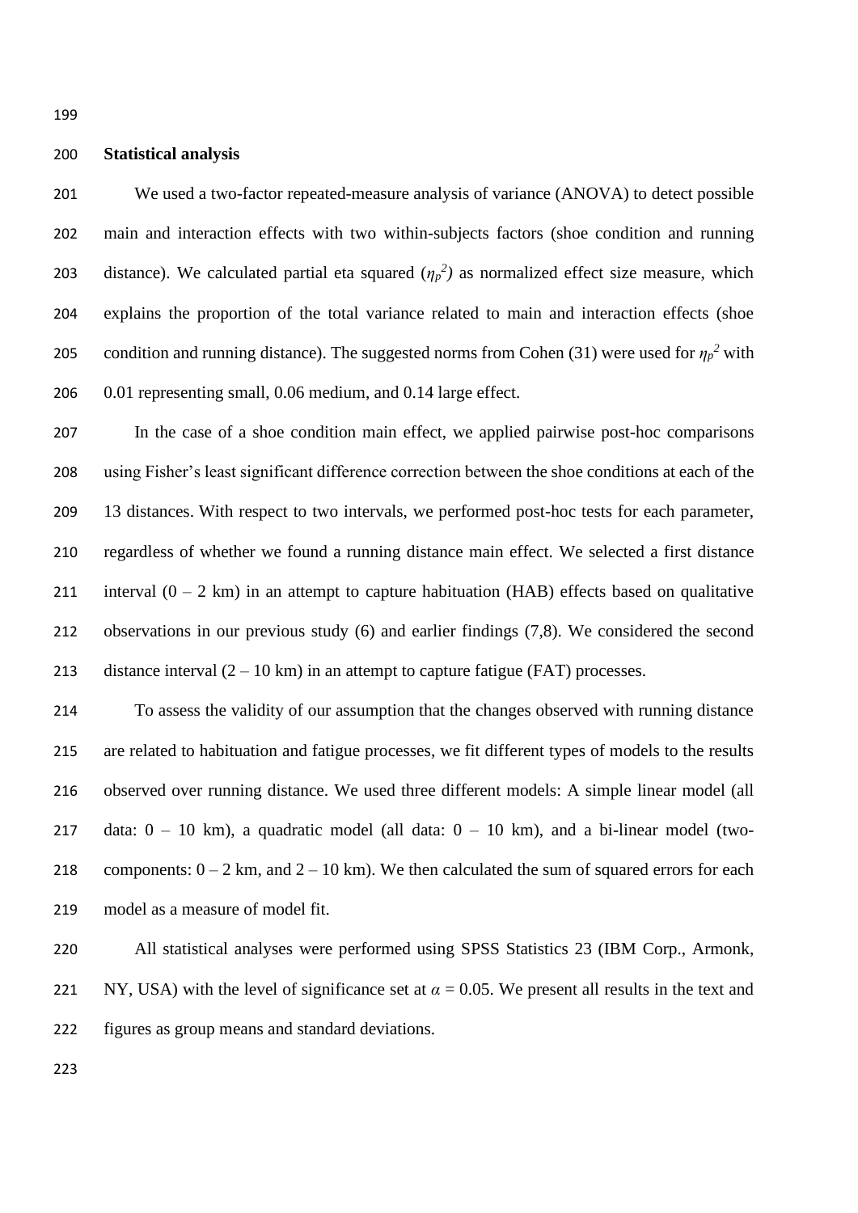## Statistical analysis

We used a two-factor repeated-measure analysis of variance (ANOVA) to detect possible main and interaction effects with two within-subjects factors (shoe condition and running distance). We calculated partial eta squared ($\eta_p^2$) as normalized effect size measure, which explains the proportion of the total variance related to main and interaction effects (shoe condition and running distance). The suggested norms from Cohen (31) were used for $\eta_p^2$ with 0.01 representing small, 0.06 medium, and 0.14 large effect.

In the case of a shoe condition main effect, we applied pairwise post-hoc comparisons using Fisher's least significant difference correction between the shoe conditions at each of the 13 distances. With respect to two intervals, we performed post-hoc tests for each parameter, regardless of whether we found a running distance main effect. We selected a first distance interval (0 – 2 km) in an attempt to capture habituation (HAB) effects based on qualitative observations in our previous study (6) and earlier findings (7,8). We considered the second distance interval (2 – 10 km) in an attempt to capture fatigue (FAT) processes.

To assess the validity of our assumption that the changes observed with running distance are related to habituation and fatigue processes, we fit different types of models to the results observed over running distance. We used three different models: A simple linear model (all data: 0 – 10 km), a quadratic model (all data: 0 – 10 km), and a bi-linear model (two-components: 0 – 2 km, and 2 – 10 km). We then calculated the sum of squared errors for each model as a measure of model fit.

All statistical analyses were performed using SPSS Statistics 23 (IBM Corp., Armonk, NY, USA) with the level of significance set at $\alpha = 0.05$. We present all results in the text and figures as group means and standard deviations.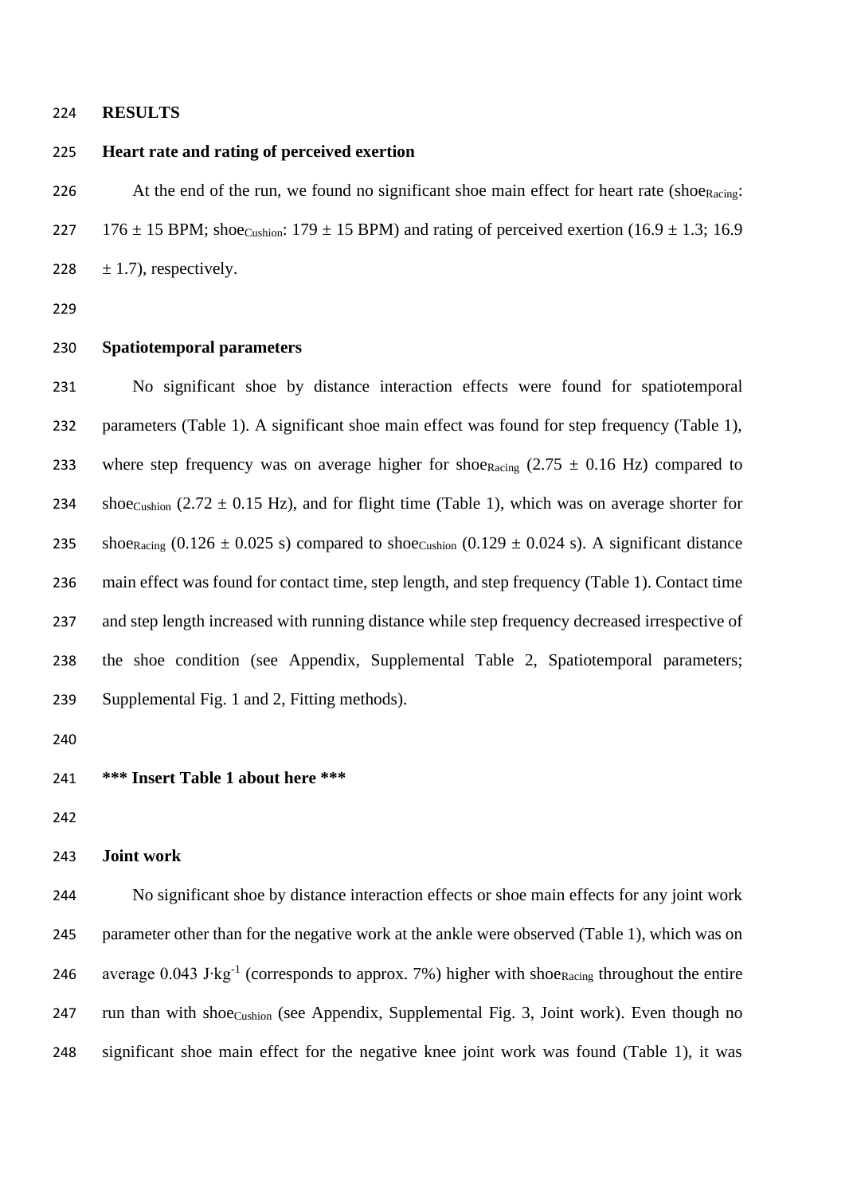## RESULTS

### Heart rate and rating of perceived exertion

At the end of the run, we found no significant shoe main effect for heart rate ($shoe_{Racing}$: 176 ± 15 BPM; $shoe_{Cushion}$: 179 ± 15 BPM) and rating of perceived exertion (16.9 ± 1.3; 16.9 ± 1.7), respectively.

### Spatiotemporal parameters

No significant shoe by distance interaction effects were found for spatiotemporal parameters (Table 1). A significant shoe main effect was found for step frequency (Table 1), where step frequency was on average higher for $shoe_{Racing}$ (2.75 ± 0.16 Hz) compared to $shoe_{Cushion}$ (2.72 ± 0.15 Hz), and for flight time (Table 1), which was on average shorter for $shoe_{Racing}$ (0.126 ± 0.025 s) compared to $shoe_{Cushion}$ (0.129 ± 0.024 s). A significant distance main effect was found for contact time, step length, and step frequency (Table 1). Contact time and step length increased with running distance while step frequency decreased irrespective of the shoe condition (see Appendix, Supplemental Table 2, Spatiotemporal parameters; Supplemental Fig. 1 and 2, Fitting methods).

**\*\*\* Insert Table 1 about here \*\*\***

### Joint work

No significant shoe by distance interaction effects or shoe main effects for any joint work parameter other than for the negative work at the ankle were observed (Table 1), which was on average 0.043 $J \cdot kg^{-1}$ (corresponds to approx. 7%) higher with $shoe_{Racing}$ throughout the entire run than with $shoe_{Cushion}$ (see Appendix, Supplemental Fig. 3, Joint work). Even though no significant shoe main effect for the negative knee joint work was found (Table 1), it was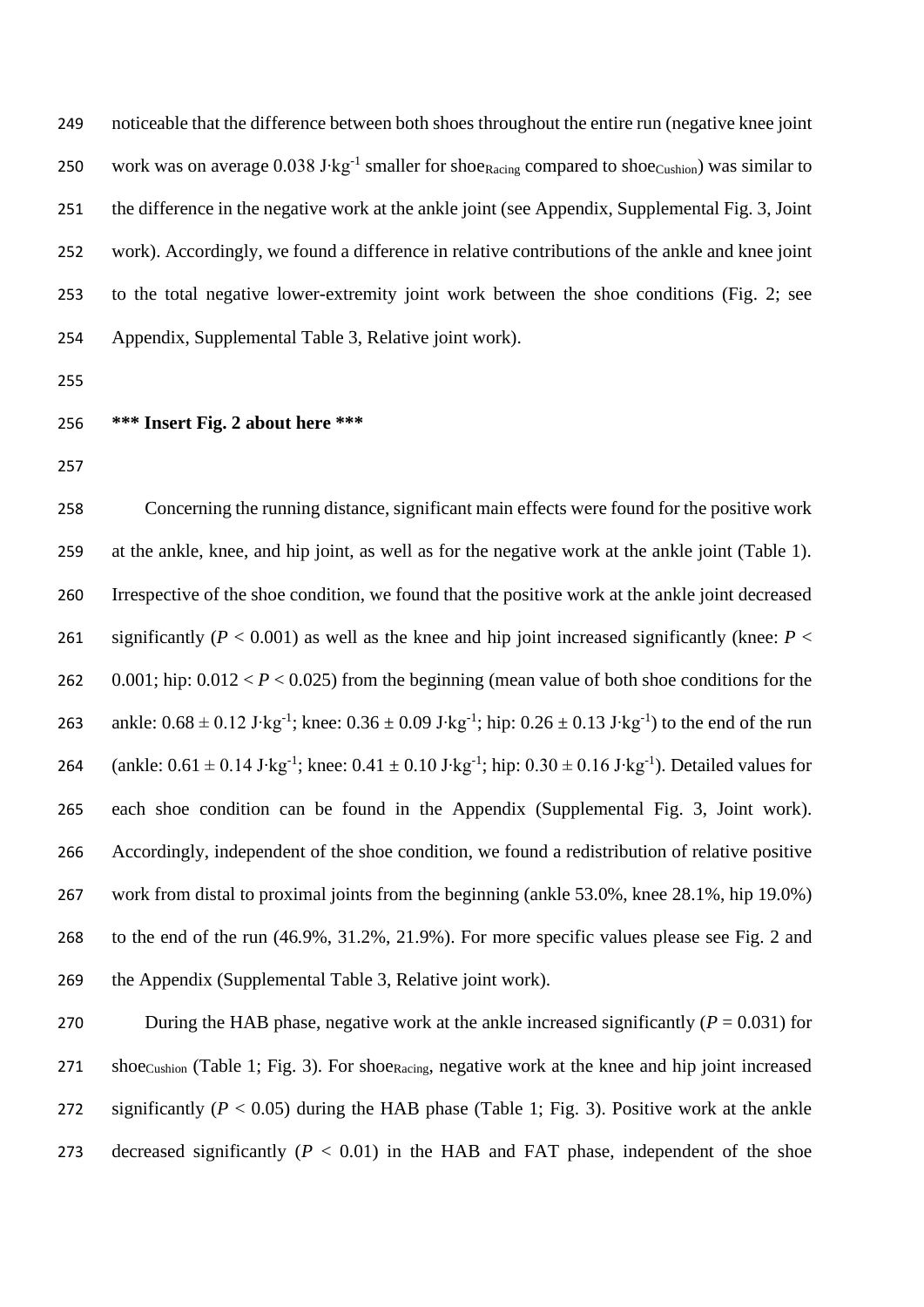noticeable that the difference between both shoes throughout the entire run (negative knee joint work was on average 0.038 J·kg$^{-1}$ smaller for shoe$_{Racing}$ compared to shoe$_{Cushion}$) was similar to the difference in the negative work at the ankle joint (see Appendix, Supplemental Fig. 3, Joint work). Accordingly, we found a difference in relative contributions of the ankle and knee joint to the total negative lower-extremity joint work between the shoe conditions (Fig. 2; see Appendix, Supplemental Table 3, Relative joint work).

**\*\*\* Insert Fig. 2 about here \*\*\***

Concerning the running distance, significant main effects were found for the positive work at the ankle, knee, and hip joint, as well as for the negative work at the ankle joint (Table 1). Irrespective of the shoe condition, we found that the positive work at the ankle joint decreased significantly ($P$ < 0.001) as well as the knee and hip joint increased significantly (knee: $P$ < 0.001; hip: 0.012 < $P$ < 0.025) from the beginning (mean value of both shoe conditions for the ankle: 0.68 ± 0.12 J·kg$^{-1}$; knee: 0.36 ± 0.09 J·kg$^{-1}$; hip: 0.26 ± 0.13 J·kg$^{-1}$) to the end of the run (ankle: 0.61 ± 0.14 J·kg$^{-1}$; knee: 0.41 ± 0.10 J·kg$^{-1}$; hip: 0.30 ± 0.16 J·kg$^{-1}$). Detailed values for each shoe condition can be found in the Appendix (Supplemental Fig. 3, Joint work). Accordingly, independent of the shoe condition, we found a redistribution of relative positive work from distal to proximal joints from the beginning (ankle 53.0%, knee 28.1%, hip 19.0%) to the end of the run (46.9%, 31.2%, 21.9%). For more specific values please see Fig. 2 and the Appendix (Supplemental Table 3, Relative joint work).

During the HAB phase, negative work at the ankle increased significantly ($P$ = 0.031) for shoe$_{Cushion}$ (Table 1; Fig. 3). For shoe$_{Racing}$, negative work at the knee and hip joint increased significantly ($P$ < 0.05) during the HAB phase (Table 1; Fig. 3). Positive work at the ankle decreased significantly ($P$ < 0.01) in the HAB and FAT phase, independent of the shoe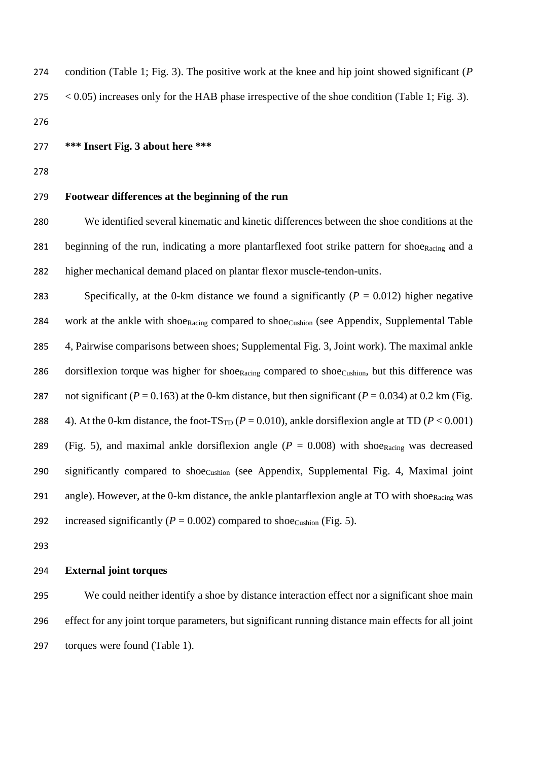condition (Table 1; Fig. 3). The positive work at the knee and hip joint showed significant ($P < 0.05$) increases only for the HAB phase irrespective of the shoe condition (Table 1; Fig. 3).

**\*\*\* Insert Fig. 3 about here \*\*\***

**Footwear differences at the beginning of the run**

We identified several kinematic and kinetic differences between the shoe conditions at the beginning of the run, indicating a more plantarflexed foot strike pattern for $shoe_{Racing}$ and a higher mechanical demand placed on plantar flexor muscle-tendon-units.

Specifically, at the 0-km distance we found a significantly ($P = 0.012$) higher negative work at the ankle with $shoe_{Racing}$ compared to $shoe_{Cushion}$ (see Appendix, Supplemental Table 4, Pairwise comparisons between shoes; Supplemental Fig. 3, Joint work). The maximal ankle dorsiflexion torque was higher for $shoe_{Racing}$ compared to $shoe_{Cushion}$, but this difference was not significant ($P = 0.163$) at the 0-km distance, but then significant ($P = 0.034$) at 0.2 km (Fig. 4). At the 0-km distance, the foot-$TS_{TD}$ ($P = 0.010$), ankle dorsiflexion angle at TD ($P < 0.001$) (Fig. 5), and maximal ankle dorsiflexion angle ($P = 0.008$) with $shoe_{Racing}$ was decreased significantly compared to $shoe_{Cushion}$ (see Appendix, Supplemental Fig. 4, Maximal joint angle). However, at the 0-km distance, the ankle plantarflexion angle at TO with $shoe_{Racing}$ was increased significantly ($P = 0.002$) compared to $shoe_{Cushion}$ (Fig. 5).

**External joint torques**

We could neither identify a shoe by distance interaction effect nor a significant shoe main effect for any joint torque parameters, but significant running distance main effects for all joint torques were found (Table 1).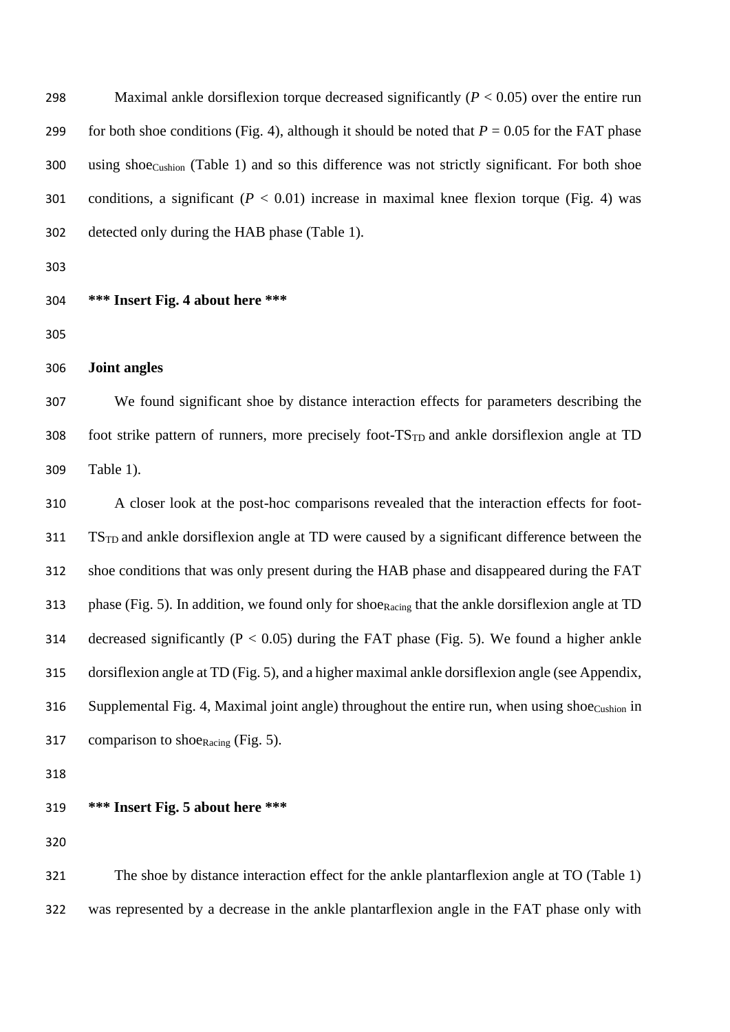Maximal ankle dorsiflexion torque decreased significantly ($P < 0.05$) over the entire run for both shoe conditions (Fig. 4), although it should be noted that $P = 0.05$ for the FAT phase using $shoe_{Cushion}$ (Table 1) and so this difference was not strictly significant. For both shoe conditions, a significant ($P < 0.01$) increase in maximal knee flexion torque (Fig. 4) was detected only during the HAB phase (Table 1).

**\*\*\* Insert Fig. 4 about here \*\*\***

**Joint angles**

We found significant shoe by distance interaction effects for parameters describing the foot strike pattern of runners, more precisely foot-$TS_{TD}$ and ankle dorsiflexion angle at TD Table 1).

A closer look at the post-hoc comparisons revealed that the interaction effects for foot-$TS_{TD}$ and ankle dorsiflexion angle at TD were caused by a significant difference between the shoe conditions that was only present during the HAB phase and disappeared during the FAT phase (Fig. 5). In addition, we found only for $shoe_{Racing}$ that the ankle dorsiflexion angle at TD decreased significantly ($P < 0.05$) during the FAT phase (Fig. 5). We found a higher ankle dorsiflexion angle at TD (Fig. 5), and a higher maximal ankle dorsiflexion angle (see Appendix, Supplemental Fig. 4, Maximal joint angle) throughout the entire run, when using $shoe_{Cushion}$ in comparison to $shoe_{Racing}$ (Fig. 5).

**\*\*\* Insert Fig. 5 about here \*\*\***

The shoe by distance interaction effect for the ankle plantarflexion angle at TO (Table 1) was represented by a decrease in the ankle plantarflexion angle in the FAT phase only with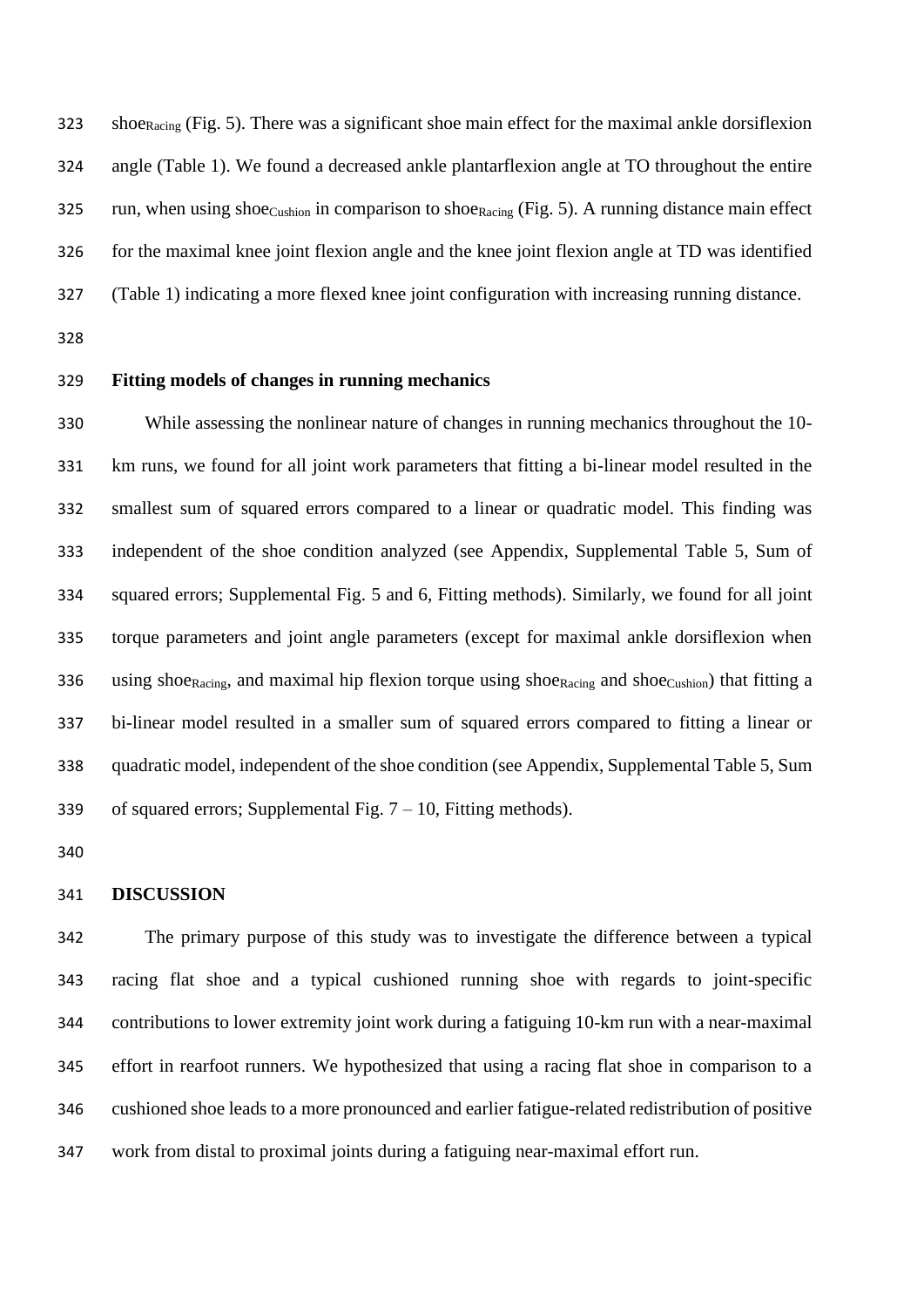shoe$_{Racing}$ (Fig. 5). There was a significant shoe main effect for the maximal ankle dorsiflexion angle (Table 1). We found a decreased ankle plantarflexion angle at TO throughout the entire run, when using shoe$_{Cushion}$ in comparison to shoe$_{Racing}$ (Fig. 5). A running distance main effect for the maximal knee joint flexion angle and the knee joint flexion angle at TD was identified (Table 1) indicating a more flexed knee joint configuration with increasing running distance.

**Fitting models of changes in running mechanics**

While assessing the nonlinear nature of changes in running mechanics throughout the 10-km runs, we found for all joint work parameters that fitting a bi-linear model resulted in the smallest sum of squared errors compared to a linear or quadratic model. This finding was independent of the shoe condition analyzed (see Appendix, Supplemental Table 5, Sum of squared errors; Supplemental Fig. 5 and 6, Fitting methods). Similarly, we found for all joint torque parameters and joint angle parameters (except for maximal ankle dorsiflexion when using shoe$_{Racing}$, and maximal hip flexion torque using shoe$_{Racing}$ and shoe$_{Cushion}$) that fitting a bi-linear model resulted in a smaller sum of squared errors compared to fitting a linear or quadratic model, independent of the shoe condition (see Appendix, Supplemental Table 5, Sum of squared errors; Supplemental Fig. 7 – 10, Fitting methods).

## DISCUSSION

The primary purpose of this study was to investigate the difference between a typical racing flat shoe and a typical cushioned running shoe with regards to joint-specific contributions to lower extremity joint work during a fatiguing 10-km run with a near-maximal effort in rearfoot runners. We hypothesized that using a racing flat shoe in comparison to a cushioned shoe leads to a more pronounced and earlier fatigue-related redistribution of positive work from distal to proximal joints during a fatiguing near-maximal effort run.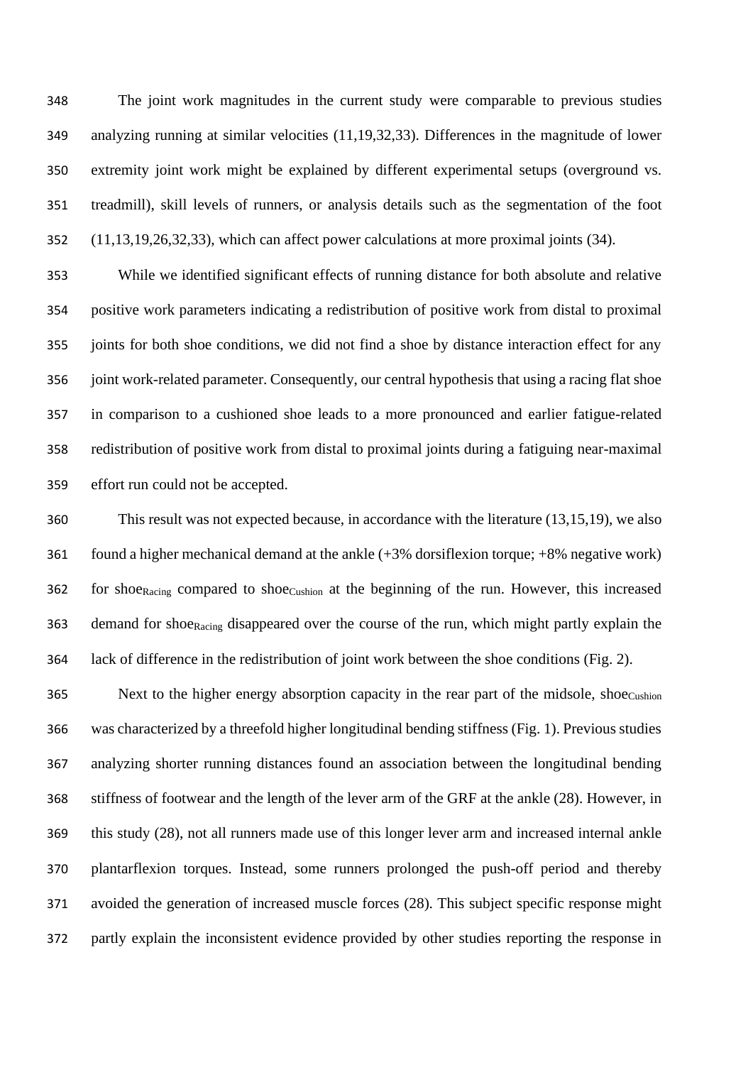The joint work magnitudes in the current study were comparable to previous studies analyzing running at similar velocities (11,19,32,33). Differences in the magnitude of lower extremity joint work might be explained by different experimental setups (overground vs. treadmill), skill levels of runners, or analysis details such as the segmentation of the foot (11,13,19,26,32,33), which can affect power calculations at more proximal joints (34).

While we identified significant effects of running distance for both absolute and relative positive work parameters indicating a redistribution of positive work from distal to proximal joints for both shoe conditions, we did not find a shoe by distance interaction effect for any joint work-related parameter. Consequently, our central hypothesis that using a racing flat shoe in comparison to a cushioned shoe leads to a more pronounced and earlier fatigue-related redistribution of positive work from distal to proximal joints during a fatiguing near-maximal effort run could not be accepted.

This result was not expected because, in accordance with the literature (13,15,19), we also found a higher mechanical demand at the ankle (+3% dorsiflexion torque; +8% negative work) for $shoe_{Racing}$ compared to $shoe_{Cushion}$ at the beginning of the run. However, this increased demand for $shoe_{Racing}$ disappeared over the course of the run, which might partly explain the lack of difference in the redistribution of joint work between the shoe conditions (Fig. 2).

Next to the higher energy absorption capacity in the rear part of the midsole, $shoe_{Cushion}$ was characterized by a threefold higher longitudinal bending stiffness (Fig. 1). Previous studies analyzing shorter running distances found an association between the longitudinal bending stiffness of footwear and the length of the lever arm of the GRF at the ankle (28). However, in this study (28), not all runners made use of this longer lever arm and increased internal ankle plantarflexion torques. Instead, some runners prolonged the push-off period and thereby avoided the generation of increased muscle forces (28). This subject specific response might partly explain the inconsistent evidence provided by other studies reporting the response in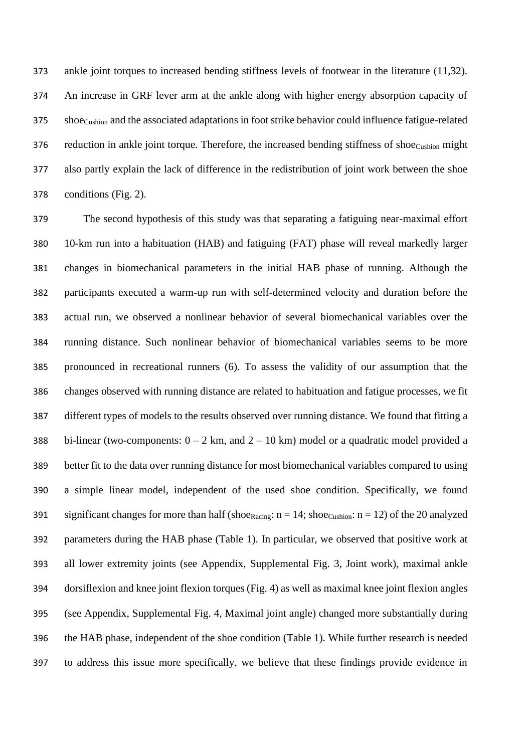ankle joint torques to increased bending stiffness levels of footwear in the literature (11,32). An increase in GRF lever arm at the ankle along with higher energy absorption capacity of $shoe_{Cushion}$ and the associated adaptations in foot strike behavior could influence fatigue-related reduction in ankle joint torque. Therefore, the increased bending stiffness of $shoe_{Cushion}$ might also partly explain the lack of difference in the redistribution of joint work between the shoe conditions (Fig. 2).

The second hypothesis of this study was that separating a fatiguing near-maximal effort 10-km run into a habituation (HAB) and fatiguing (FAT) phase will reveal markedly larger changes in biomechanical parameters in the initial HAB phase of running. Although the participants executed a warm-up run with self-determined velocity and duration before the actual run, we observed a nonlinear behavior of several biomechanical variables over the running distance. Such nonlinear behavior of biomechanical variables seems to be more pronounced in recreational runners (6). To assess the validity of our assumption that the changes observed with running distance are related to habituation and fatigue processes, we fit different types of models to the results observed over running distance. We found that fitting a bi-linear (two-components: 0 – 2 km, and 2 – 10 km) model or a quadratic model provided a better fit to the data over running distance for most biomechanical variables compared to using a simple linear model, independent of the used shoe condition. Specifically, we found significant changes for more than half ($shoe_{Racing}$: n = 14; $shoe_{Cushion}$: n = 12) of the 20 analyzed parameters during the HAB phase (Table 1). In particular, we observed that positive work at all lower extremity joints (see Appendix, Supplemental Fig. 3, Joint work), maximal ankle dorsiflexion and knee joint flexion torques (Fig. 4) as well as maximal knee joint flexion angles (see Appendix, Supplemental Fig. 4, Maximal joint angle) changed more substantially during the HAB phase, independent of the shoe condition (Table 1). While further research is needed to address this issue more specifically, we believe that these findings provide evidence in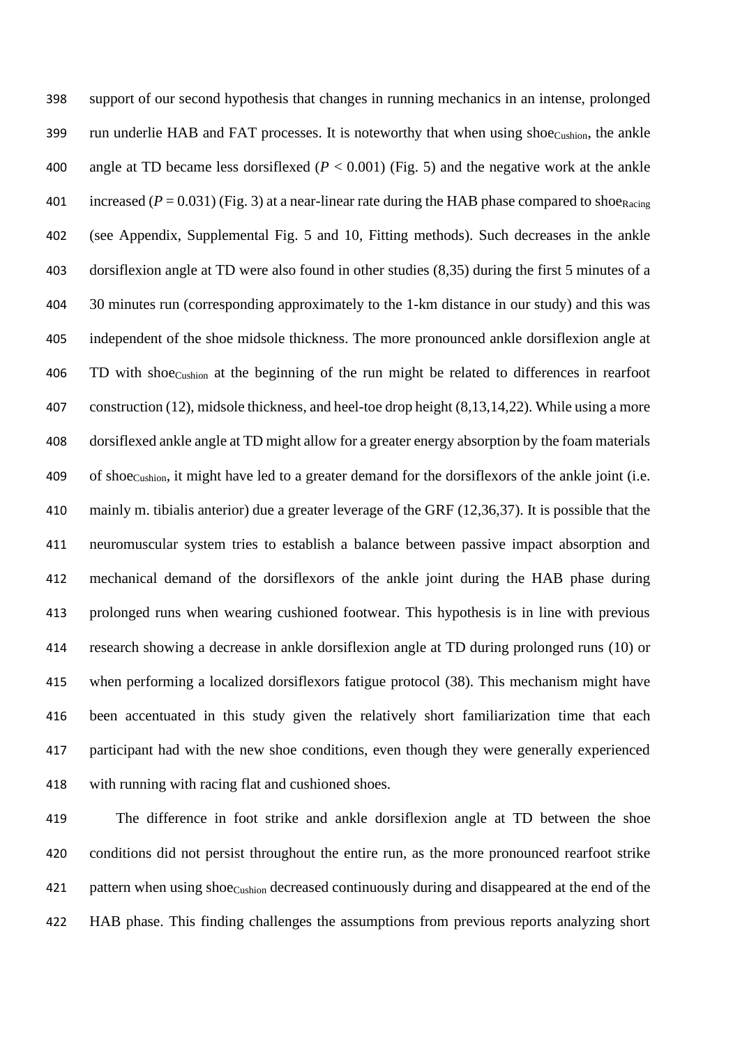support of our second hypothesis that changes in running mechanics in an intense, prolonged run underlie HAB and FAT processes. It is noteworthy that when using $shoe_{Cushion}$, the ankle angle at TD became less dorsiflexed ($P < 0.001$) (Fig. 5) and the negative work at the ankle increased ($P = 0.031$) (Fig. 3) at a near-linear rate during the HAB phase compared to $shoe_{Racing}$ (see Appendix, Supplemental Fig. 5 and 10, Fitting methods). Such decreases in the ankle dorsiflexion angle at TD were also found in other studies (8,35) during the first 5 minutes of a 30 minutes run (corresponding approximately to the 1-km distance in our study) and this was independent of the shoe midsole thickness. The more pronounced ankle dorsiflexion angle at TD with $shoe_{Cushion}$ at the beginning of the run might be related to differences in rearfoot construction (12), midsole thickness, and heel-toe drop height (8,13,14,22). While using a more dorsiflexed ankle angle at TD might allow for a greater energy absorption by the foam materials of $shoe_{Cushion}$, it might have led to a greater demand for the dorsiflexors of the ankle joint (i.e. mainly m. tibialis anterior) due a greater leverage of the GRF (12,36,37). It is possible that the neuromuscular system tries to establish a balance between passive impact absorption and mechanical demand of the dorsiflexors of the ankle joint during the HAB phase during prolonged runs when wearing cushioned footwear. This hypothesis is in line with previous research showing a decrease in ankle dorsiflexion angle at TD during prolonged runs (10) or when performing a localized dorsiflexors fatigue protocol (38). This mechanism might have been accentuated in this study given the relatively short familiarization time that each participant had with the new shoe conditions, even though they were generally experienced with running with racing flat and cushioned shoes.

The difference in foot strike and ankle dorsiflexion angle at TD between the shoe conditions did not persist throughout the entire run, as the more pronounced rearfoot strike pattern when using $shoe_{Cushion}$ decreased continuously during and disappeared at the end of the HAB phase. This finding challenges the assumptions from previous reports analyzing short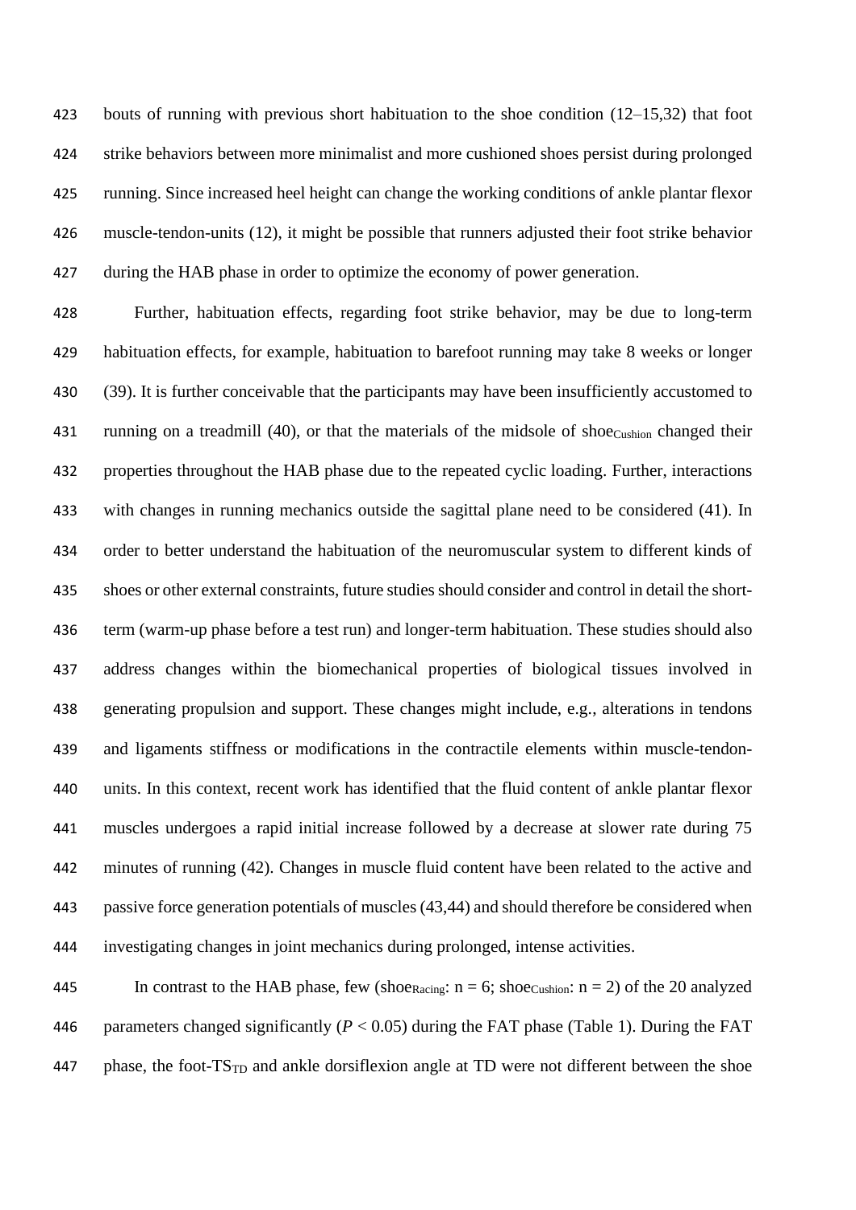bouts of running with previous short habituation to the shoe condition (12–15,32) that foot strike behaviors between more minimalist and more cushioned shoes persist during prolonged running. Since increased heel height can change the working conditions of ankle plantar flexor muscle-tendon-units (12), it might be possible that runners adjusted their foot strike behavior during the HAB phase in order to optimize the economy of power generation.

Further, habituation effects, regarding foot strike behavior, may be due to long-term habituation effects, for example, habituation to barefoot running may take 8 weeks or longer (39). It is further conceivable that the participants may have been insufficiently accustomed to running on a treadmill (40), or that the materials of the midsole of $\text{shoe}_{\text{Cushion}}$ changed their properties throughout the HAB phase due to the repeated cyclic loading. Further, interactions with changes in running mechanics outside the sagittal plane need to be considered (41). In order to better understand the habituation of the neuromuscular system to different kinds of shoes or other external constraints, future studies should consider and control in detail the short-term (warm-up phase before a test run) and longer-term habituation. These studies should also address changes within the biomechanical properties of biological tissues involved in generating propulsion and support. These changes might include, e.g., alterations in tendons and ligaments stiffness or modifications in the contractile elements within muscle-tendon-units. In this context, recent work has identified that the fluid content of ankle plantar flexor muscles undergoes a rapid initial increase followed by a decrease at slower rate during 75 minutes of running (42). Changes in muscle fluid content have been related to the active and passive force generation potentials of muscles (43,44) and should therefore be considered when investigating changes in joint mechanics during prolonged, intense activities.

In contrast to the HAB phase, few ($\text{shoe}_{\text{Racing}}$: n = 6; $\text{shoe}_{\text{Cushion}}$: n = 2) of the 20 analyzed parameters changed significantly ($P < 0.05$) during the FAT phase (Table 1). During the FAT phase, the foot-$\text{TS}_{\text{TD}}$ and ankle dorsiflexion angle at TD were not different between the shoe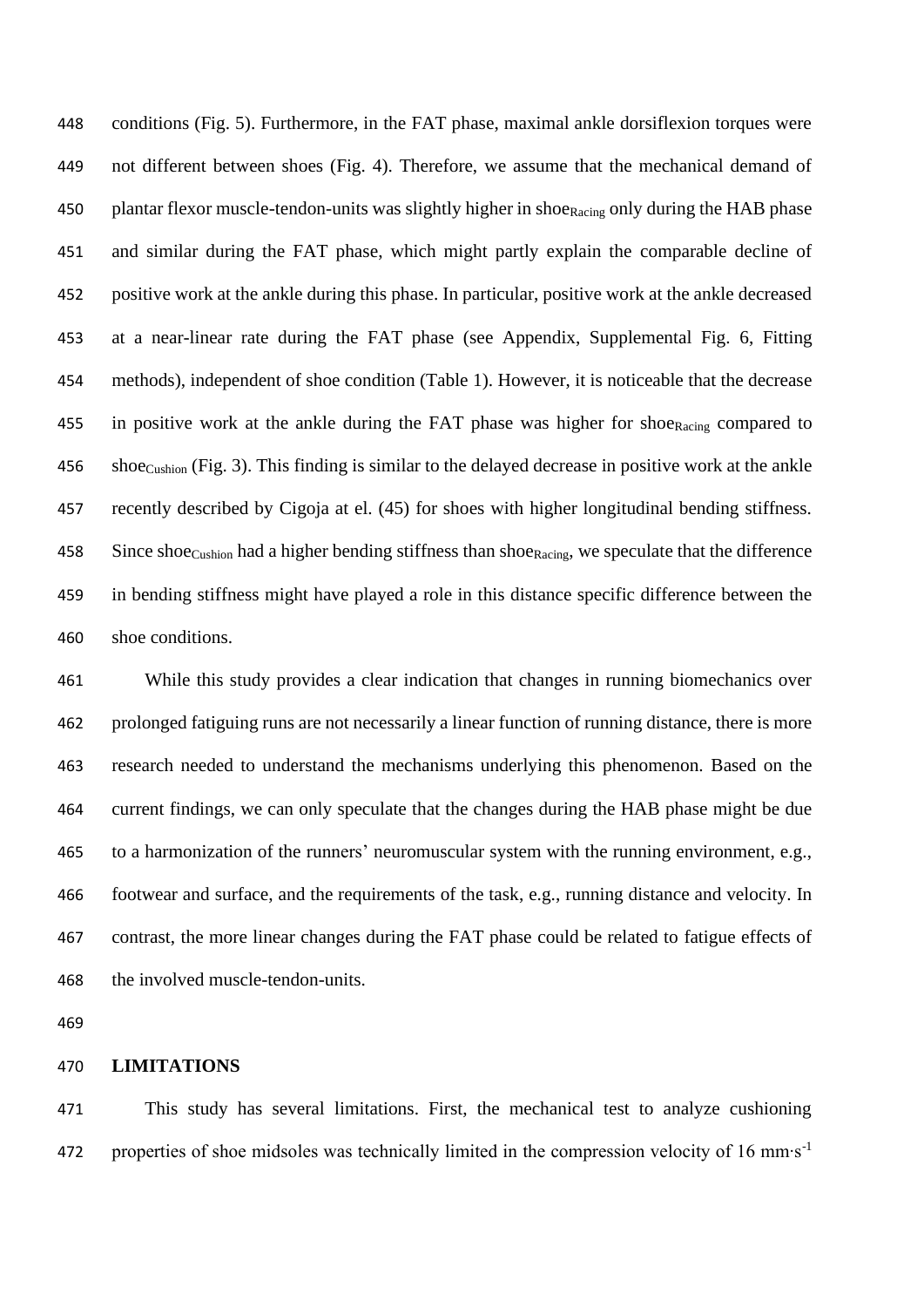conditions (Fig. 5). Furthermore, in the FAT phase, maximal ankle dorsiflexion torques were not different between shoes (Fig. 4). Therefore, we assume that the mechanical demand of plantar flexor muscle-tendon-units was slightly higher in $shoe_{Racing}$ only during the HAB phase and similar during the FAT phase, which might partly explain the comparable decline of positive work at the ankle during this phase. In particular, positive work at the ankle decreased at a near-linear rate during the FAT phase (see Appendix, Supplemental Fig. 6, Fitting methods), independent of shoe condition (Table 1). However, it is noticeable that the decrease in positive work at the ankle during the FAT phase was higher for $shoe_{Racing}$ compared to $shoe_{Cushion}$ (Fig. 3). This finding is similar to the delayed decrease in positive work at the ankle recently described by Cigoja at el. (45) for shoes with higher longitudinal bending stiffness. Since $shoe_{Cushion}$ had a higher bending stiffness than $shoe_{Racing}$, we speculate that the difference in bending stiffness might have played a role in this distance specific difference between the shoe conditions.

While this study provides a clear indication that changes in running biomechanics over prolonged fatiguing runs are not necessarily a linear function of running distance, there is more research needed to understand the mechanisms underlying this phenomenon. Based on the current findings, we can only speculate that the changes during the HAB phase might be due to a harmonization of the runners' neuromuscular system with the running environment, e.g., footwear and surface, and the requirements of the task, e.g., running distance and velocity. In contrast, the more linear changes during the FAT phase could be related to fatigue effects of the involved muscle-tendon-units.

## LIMITATIONS

This study has several limitations. First, the mechanical test to analyze cushioning properties of shoe midsoles was technically limited in the compression velocity of 16 $mm \cdot s^{-1}$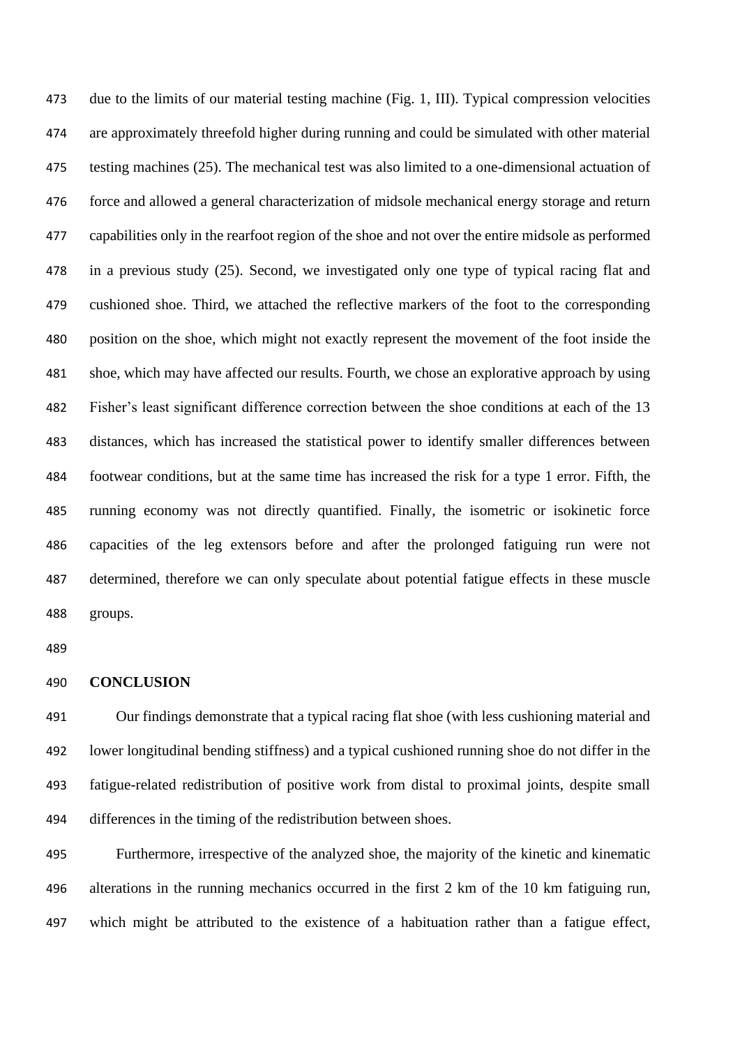due to the limits of our material testing machine (Fig. 1, III). Typical compression velocities are approximately threefold higher during running and could be simulated with other material testing machines (25). The mechanical test was also limited to a one-dimensional actuation of force and allowed a general characterization of midsole mechanical energy storage and return capabilities only in the rearfoot region of the shoe and not over the entire midsole as performed in a previous study (25). Second, we investigated only one type of typical racing flat and cushioned shoe. Third, we attached the reflective markers of the foot to the corresponding position on the shoe, which might not exactly represent the movement of the foot inside the shoe, which may have affected our results. Fourth, we chose an explorative approach by using Fisher's least significant difference correction between the shoe conditions at each of the 13 distances, which has increased the statistical power to identify smaller differences between footwear conditions, but at the same time has increased the risk for a type 1 error. Fifth, the running economy was not directly quantified. Finally, the isometric or isokinetic force capacities of the leg extensors before and after the prolonged fatiguing run were not determined, therefore we can only speculate about potential fatigue effects in these muscle groups.

## CONCLUSION

Our findings demonstrate that a typical racing flat shoe (with less cushioning material and lower longitudinal bending stiffness) and a typical cushioned running shoe do not differ in the fatigue-related redistribution of positive work from distal to proximal joints, despite small differences in the timing of the redistribution between shoes.

Furthermore, irrespective of the analyzed shoe, the majority of the kinetic and kinematic alterations in the running mechanics occurred in the first 2 km of the 10 km fatiguing run, which might be attributed to the existence of a habituation rather than a fatigue effect,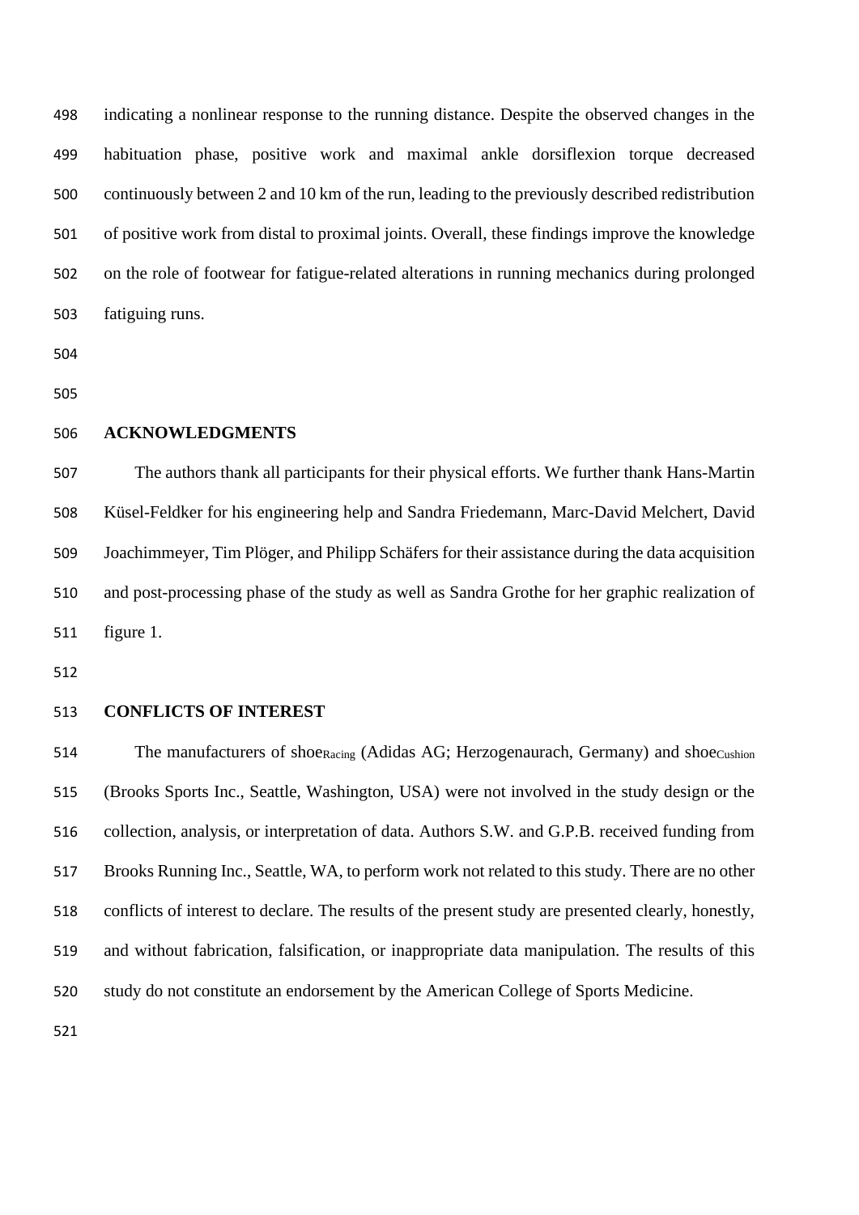indicating a nonlinear response to the running distance. Despite the observed changes in the habituation phase, positive work and maximal ankle dorsiflexion torque decreased continuously between 2 and 10 km of the run, leading to the previously described redistribution of positive work from distal to proximal joints. Overall, these findings improve the knowledge on the role of footwear for fatigue-related alterations in running mechanics during prolonged fatiguing runs.

## ACKNOWLEDGMENTS

The authors thank all participants for their physical efforts. We further thank Hans-Martin Küsel-Feldker for his engineering help and Sandra Friedemann, Marc-David Melchert, David Joachimmeyer, Tim Plöger, and Philipp Schäfers for their assistance during the data acquisition and post-processing phase of the study as well as Sandra Grothe for her graphic realization of figure 1.

## CONFLICTS OF INTEREST

The manufacturers of $shoe_{Racing}$ (Adidas AG; Herzogenaurach, Germany) and $shoe_{Cushion}$ (Brooks Sports Inc., Seattle, Washington, USA) were not involved in the study design or the collection, analysis, or interpretation of data. Authors S.W. and G.P.B. received funding from Brooks Running Inc., Seattle, WA, to perform work not related to this study. There are no other conflicts of interest to declare. The results of the present study are presented clearly, honestly, and without fabrication, falsification, or inappropriate data manipulation. The results of this study do not constitute an endorsement by the American College of Sports Medicine.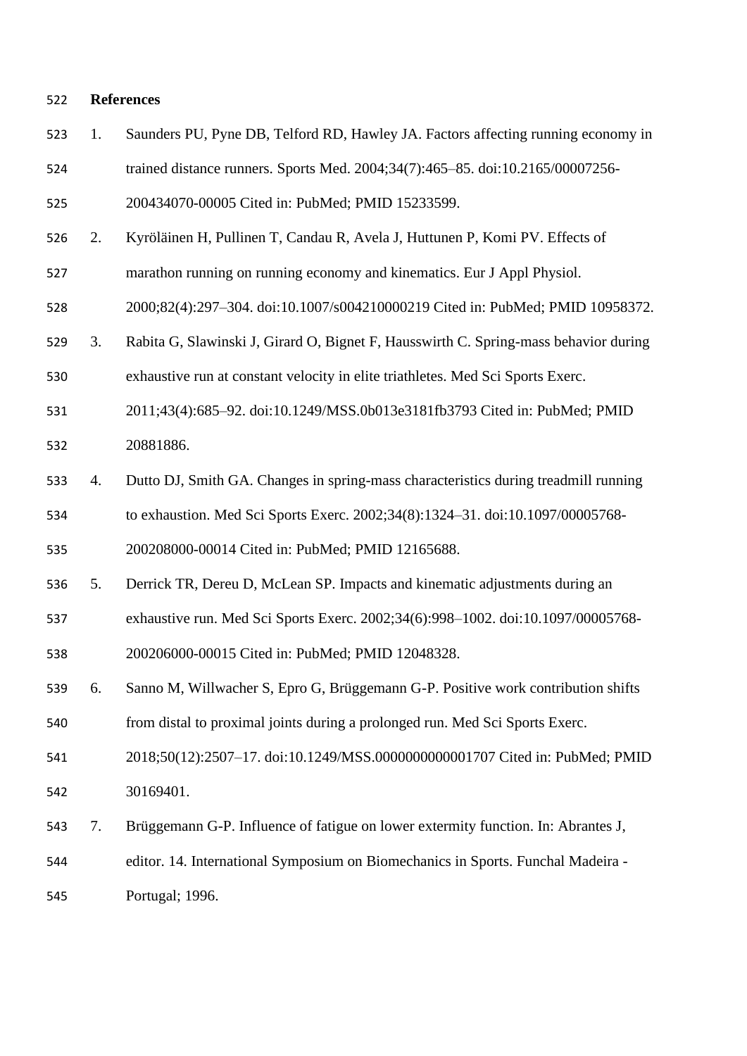## References

1. Saunders PU, Pyne DB, Telford RD, Hawley JA. Factors affecting running economy in trained distance runners. Sports Med. 2004;34(7):465–85. doi:10.2165/00007256-200434070-00005 Cited in: PubMed; PMID 15233599.
2. Kyröläinen H, Pullinen T, Candau R, Avela J, Huttunen P, Komi PV. Effects of marathon running on running economy and kinematics. Eur J Appl Physiol. 2000;82(4):297–304. doi:10.1007/s004210000219 Cited in: PubMed; PMID 10958372.
3. Rabita G, Slawinski J, Girard O, Bignet F, Hausswirth C. Spring-mass behavior during exhaustive run at constant velocity in elite triathletes. Med Sci Sports Exerc. 2011;43(4):685–92. doi:10.1249/MSS.0b013e3181fb3793 Cited in: PubMed; PMID 20881886.
4. Dutto DJ, Smith GA. Changes in spring-mass characteristics during treadmill running to exhaustion. Med Sci Sports Exerc. 2002;34(8):1324–31. doi:10.1097/00005768-200208000-00014 Cited in: PubMed; PMID 12165688.
5. Derrick TR, Dereu D, McLean SP. Impacts and kinematic adjustments during an exhaustive run. Med Sci Sports Exerc. 2002;34(6):998–1002. doi:10.1097/00005768-200206000-00015 Cited in: PubMed; PMID 12048328.
6. Sanno M, Willwacher S, Epro G, Brüggemann G-P. Positive work contribution shifts from distal to proximal joints during a prolonged run. Med Sci Sports Exerc. 2018;50(12):2507–17. doi:10.1249/MSS.0000000000001707 Cited in: PubMed; PMID 30169401.
7. Brüggemann G-P. Influence of fatigue on lower extermity function. In: Abrantes J, editor. 14. International Symposium on Biomechanics in Sports. Funchal Madeira - Portugal; 1996.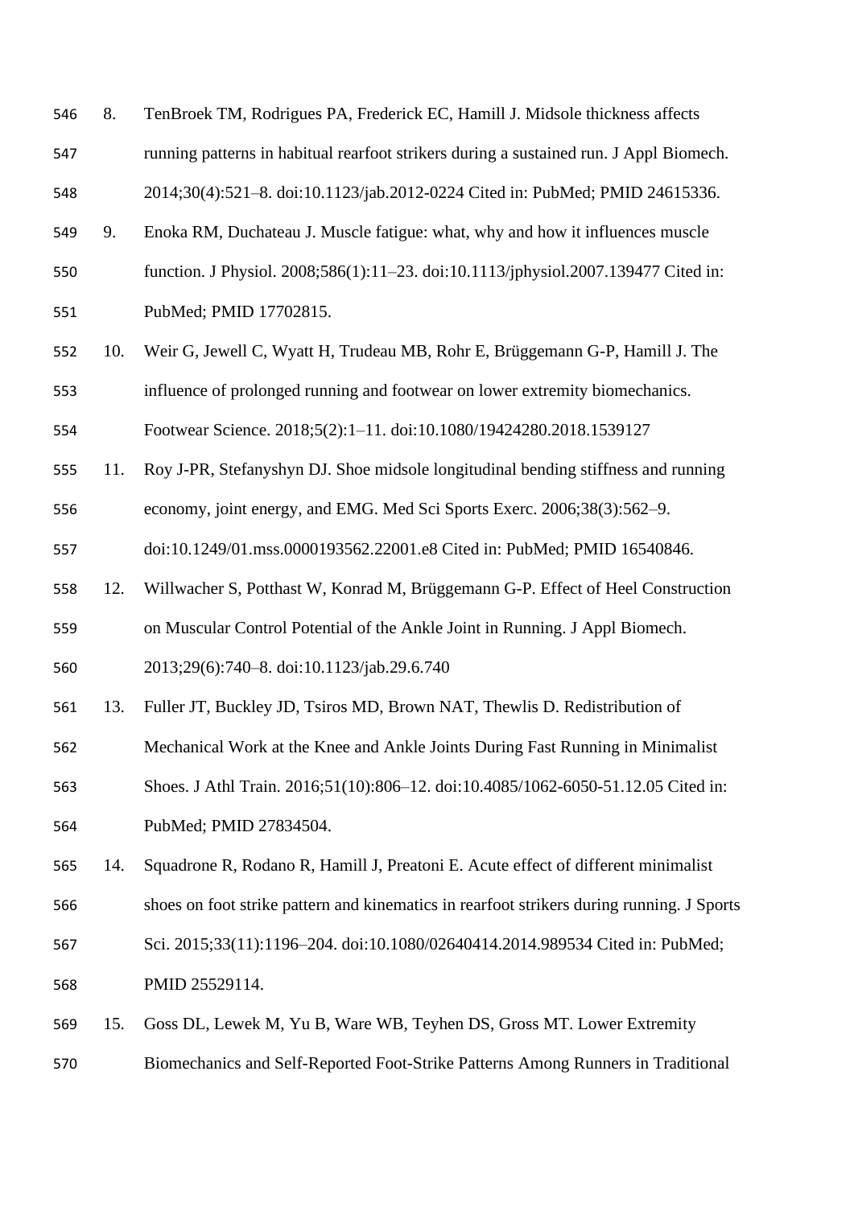8. TenBroek TM, Rodrigues PA, Frederick EC, Hamill J. Midsole thickness affects running patterns in habitual rearfoot strikers during a sustained run. J Appl Biomech. 2014;30(4):521–8. doi:10.1123/jab.2012-0224 Cited in: PubMed; PMID 24615336.
9. Enoka RM, Duchateau J. Muscle fatigue: what, why and how it influences muscle function. J Physiol. 2008;586(1):11–23. doi:10.1113/jphysiol.2007.139477 Cited in: PubMed; PMID 17702815.
10. Weir G, Jewell C, Wyatt H, Trudeau MB, Rohr E, Brüggemann G-P, Hamill J. The influence of prolonged running and footwear on lower extremity biomechanics. Footwear Science. 2018;5(2):1–11. doi:10.1080/19424280.2018.1539127
11. Roy J-PR, Stefanyshyn DJ. Shoe midsole longitudinal bending stiffness and running economy, joint energy, and EMG. Med Sci Sports Exerc. 2006;38(3):562–9. doi:10.1249/01.mss.0000193562.22001.e8 Cited in: PubMed; PMID 16540846.
12. Willwacher S, Potthast W, Konrad M, Brüggemann G-P. Effect of Heel Construction on Muscular Control Potential of the Ankle Joint in Running. J Appl Biomech. 2013;29(6):740–8. doi:10.1123/jab.29.6.740
13. Fuller JT, Buckley JD, Tsiros MD, Brown NAT, Thewlis D. Redistribution of Mechanical Work at the Knee and Ankle Joints During Fast Running in Minimalist Shoes. J Athl Train. 2016;51(10):806–12. doi:10.4085/1062-6050-51.12.05 Cited in: PubMed; PMID 27834504.
14. Squadrone R, Rodano R, Hamill J, Preatoni E. Acute effect of different minimalist shoes on foot strike pattern and kinematics in rearfoot strikers during running. J Sports Sci. 2015;33(11):1196–204. doi:10.1080/02640414.2014.989534 Cited in: PubMed; PMID 25529114.
15. Goss DL, Lewek M, Yu B, Ware WB, Teyhen DS, Gross MT. Lower Extremity Biomechanics and Self-Reported Foot-Strike Patterns Among Runners in Traditional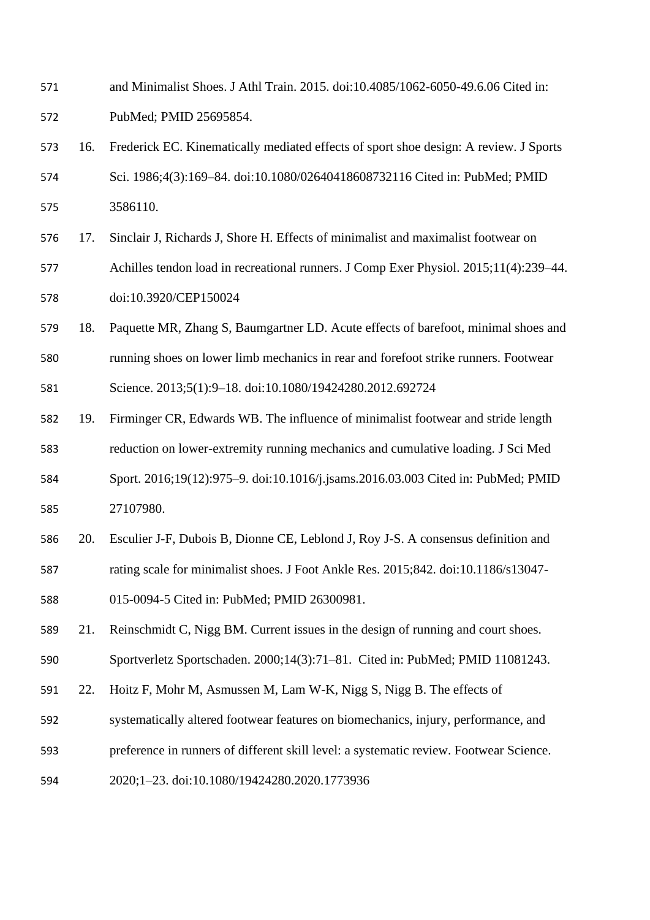and Minimalist Shoes. J Athl Train. 2015. doi:10.4085/1062-6050-49.6.06 Cited in: PubMed; PMID 25695854.

16. Frederick EC. Kinematically mediated effects of sport shoe design: A review. J Sports Sci. 1986;4(3):169–84. doi:10.1080/02640418608732116 Cited in: PubMed; PMID 3586110.
17. Sinclair J, Richards J, Shore H. Effects of minimalist and maximalist footwear on Achilles tendon load in recreational runners. J Comp Exer Physiol. 2015;11(4):239–44. doi:10.3920/CEP150024
18. Paquette MR, Zhang S, Baumgartner LD. Acute effects of barefoot, minimal shoes and running shoes on lower limb mechanics in rear and forefoot strike runners. Footwear Science. 2013;5(1):9–18. doi:10.1080/19424280.2012.692724
19. Firminger CR, Edwards WB. The influence of minimalist footwear and stride length reduction on lower-extremity running mechanics and cumulative loading. J Sci Med Sport. 2016;19(12):975–9. doi:10.1016/j.jsams.2016.03.003 Cited in: PubMed; PMID 27107980.
20. Esculier J-F, Dubois B, Dionne CE, Leblond J, Roy J-S. A consensus definition and rating scale for minimalist shoes. J Foot Ankle Res. 2015;842. doi:10.1186/s13047-015-0094-5 Cited in: PubMed; PMID 26300981.
21. Reinschmidt C, Nigg BM. Current issues in the design of running and court shoes. Sportverletz Sportschaden. 2000;14(3):71–81. Cited in: PubMed; PMID 11081243.
22. Hoitz F, Mohr M, Asmussen M, Lam W-K, Nigg S, Nigg B. The effects of systematically altered footwear features on biomechanics, injury, performance, and preference in runners of different skill level: a systematic review. Footwear Science. 2020;1–23. doi:10.1080/19424280.2020.1773936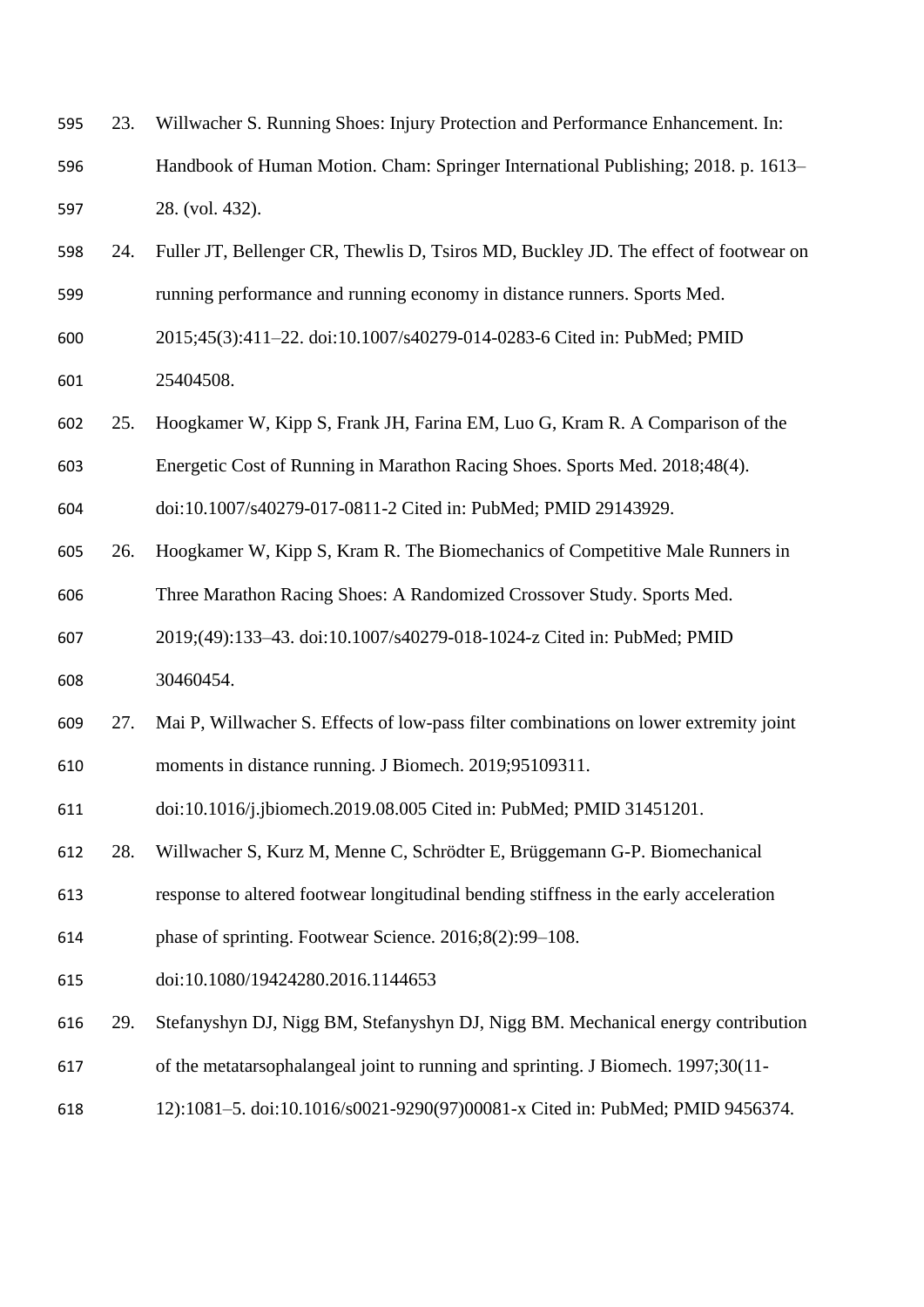23. Willwacher S. Running Shoes: Injury Protection and Performance Enhancement. In: Handbook of Human Motion. Cham: Springer International Publishing; 2018. p. 1613–28. (vol. 432).
24. Fuller JT, Bellenger CR, Thewlis D, Tsiros MD, Buckley JD. The effect of footwear on running performance and running economy in distance runners. Sports Med. 2015;45(3):411–22. doi:10.1007/s40279-014-0283-6 Cited in: PubMed; PMID 25404508.
25. Hoogkamer W, Kipp S, Frank JH, Farina EM, Luo G, Kram R. A Comparison of the Energetic Cost of Running in Marathon Racing Shoes. Sports Med. 2018;48(4). doi:10.1007/s40279-017-0811-2 Cited in: PubMed; PMID 29143929.
26. Hoogkamer W, Kipp S, Kram R. The Biomechanics of Competitive Male Runners in Three Marathon Racing Shoes: A Randomized Crossover Study. Sports Med. 2019;(49):133–43. doi:10.1007/s40279-018-1024-z Cited in: PubMed; PMID 30460454.
27. Mai P, Willwacher S. Effects of low-pass filter combinations on lower extremity joint moments in distance running. J Biomech. 2019;95109311. doi:10.1016/j.jbiomech.2019.08.005 Cited in: PubMed; PMID 31451201.
28. Willwacher S, Kurz M, Menne C, Schrödter E, Brüggemann G-P. Biomechanical response to altered footwear longitudinal bending stiffness in the early acceleration phase of sprinting. Footwear Science. 2016;8(2):99–108. doi:10.1080/19424280.2016.1144653
29. Stefanyshyn DJ, Nigg BM, Stefanyshyn DJ, Nigg BM. Mechanical energy contribution of the metatarsophalangeal joint to running and sprinting. J Biomech. 1997;30(11-12):1081–5. doi:10.1016/s0021-9290(97)00081-x Cited in: PubMed; PMID 9456374.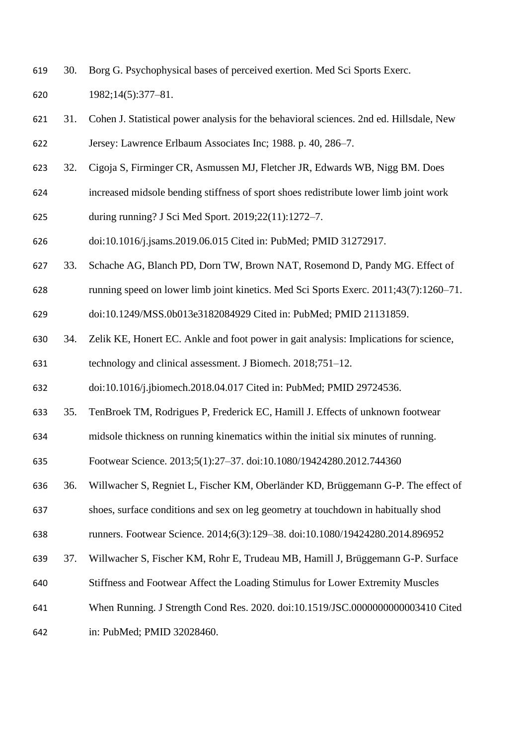30. Borg G. Psychophysical bases of perceived exertion. Med Sci Sports Exerc. 1982;14(5):377–81.
31. Cohen J. Statistical power analysis for the behavioral sciences. 2nd ed. Hillsdale, New Jersey: Lawrence Erlbaum Associates Inc; 1988. p. 40, 286–7.
32. Cigoja S, Firminger CR, Asmussen MJ, Fletcher JR, Edwards WB, Nigg BM. Does increased midsole bending stiffness of sport shoes redistribute lower limb joint work during running? J Sci Med Sport. 2019;22(11):1272–7. doi:10.1016/j.jsams.2019.06.015 Cited in: PubMed; PMID 31272917.
33. Schache AG, Blanch PD, Dorn TW, Brown NAT, Rosemond D, Pandy MG. Effect of running speed on lower limb joint kinetics. Med Sci Sports Exerc. 2011;43(7):1260–71. doi:10.1249/MSS.0b013e3182084929 Cited in: PubMed; PMID 21131859.
34. Zelik KE, Honert EC. Ankle and foot power in gait analysis: Implications for science, technology and clinical assessment. J Biomech. 2018;751–12. doi:10.1016/j.jbiomech.2018.04.017 Cited in: PubMed; PMID 29724536.
35. TenBroek TM, Rodrigues P, Frederick EC, Hamill J. Effects of unknown footwear midsole thickness on running kinematics within the initial six minutes of running. Footwear Science. 2013;5(1):27–37. doi:10.1080/19424280.2012.744360
36. Willwacher S, Regniet L, Fischer KM, Oberländer KD, Brüggemann G-P. The effect of shoes, surface conditions and sex on leg geometry at touchdown in habitually shod runners. Footwear Science. 2014;6(3):129–38. doi:10.1080/19424280.2014.896952
37. Willwacher S, Fischer KM, Rohr E, Trudeau MB, Hamill J, Brüggemann G-P. Surface Stiffness and Footwear Affect the Loading Stimulus for Lower Extremity Muscles When Running. J Strength Cond Res. 2020. doi:10.1519/JSC.0000000000003410 Cited in: PubMed; PMID 32028460.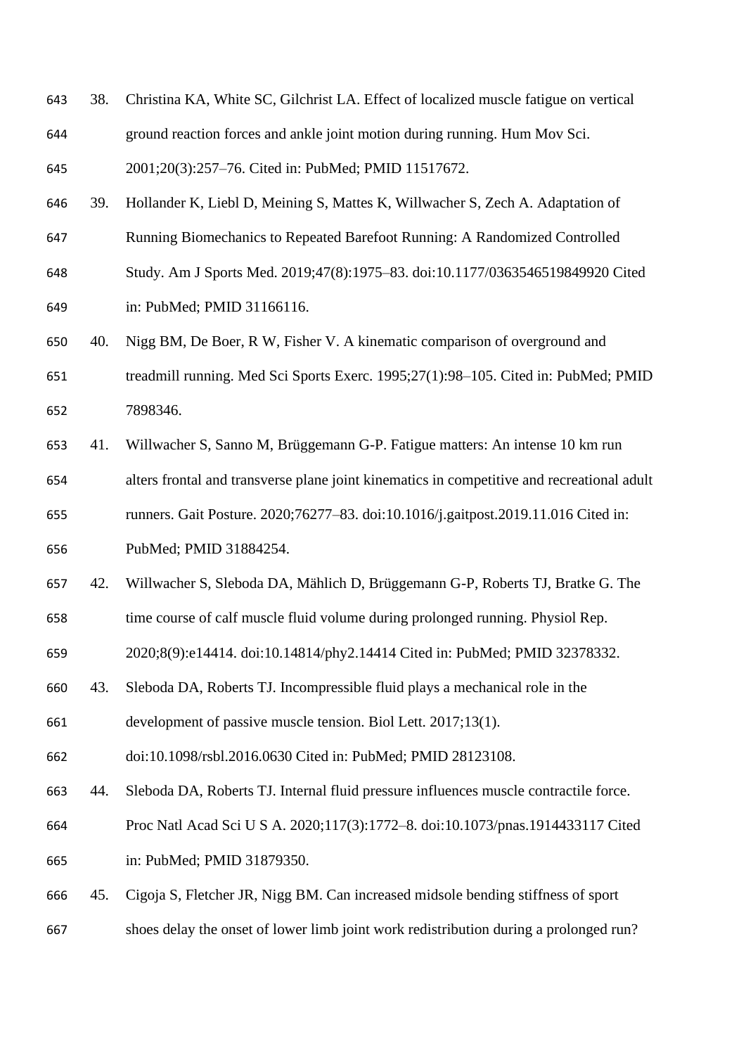38. Christina KA, White SC, Gilchrist LA. Effect of localized muscle fatigue on vertical ground reaction forces and ankle joint motion during running. Hum Mov Sci. 2001;20(3):257–76. Cited in: PubMed; PMID 11517672.
39. Hollander K, Liebl D, Meining S, Mattes K, Willwacher S, Zech A. Adaptation of Running Biomechanics to Repeated Barefoot Running: A Randomized Controlled Study. Am J Sports Med. 2019;47(8):1975–83. doi:10.1177/0363546519849920 Cited in: PubMed; PMID 31166116.
40. Nigg BM, De Boer, R W, Fisher V. A kinematic comparison of overground and treadmill running. Med Sci Sports Exerc. 1995;27(1):98–105. Cited in: PubMed; PMID 7898346.
41. Willwacher S, Sanno M, Brüggemann G-P. Fatigue matters: An intense 10 km run alters frontal and transverse plane joint kinematics in competitive and recreational adult runners. Gait Posture. 2020;76277–83. doi:10.1016/j.gaitpost.2019.11.016 Cited in: PubMed; PMID 31884254.
42. Willwacher S, Sleboda DA, Mählich D, Brüggemann G-P, Roberts TJ, Bratke G. The time course of calf muscle fluid volume during prolonged running. Physiol Rep. 2020;8(9):e14414. doi:10.14814/phy2.14414 Cited in: PubMed; PMID 32378332.
43. Sleboda DA, Roberts TJ. Incompressible fluid plays a mechanical role in the development of passive muscle tension. Biol Lett. 2017;13(1). doi:10.1098/rsbl.2016.0630 Cited in: PubMed; PMID 28123108.
44. Sleboda DA, Roberts TJ. Internal fluid pressure influences muscle contractile force. Proc Natl Acad Sci U S A. 2020;117(3):1772–8. doi:10.1073/pnas.1914433117 Cited in: PubMed; PMID 31879350.
45. Cigoja S, Fletcher JR, Nigg BM. Can increased midsole bending stiffness of sport shoes delay the onset of lower limb joint work redistribution during a prolonged run?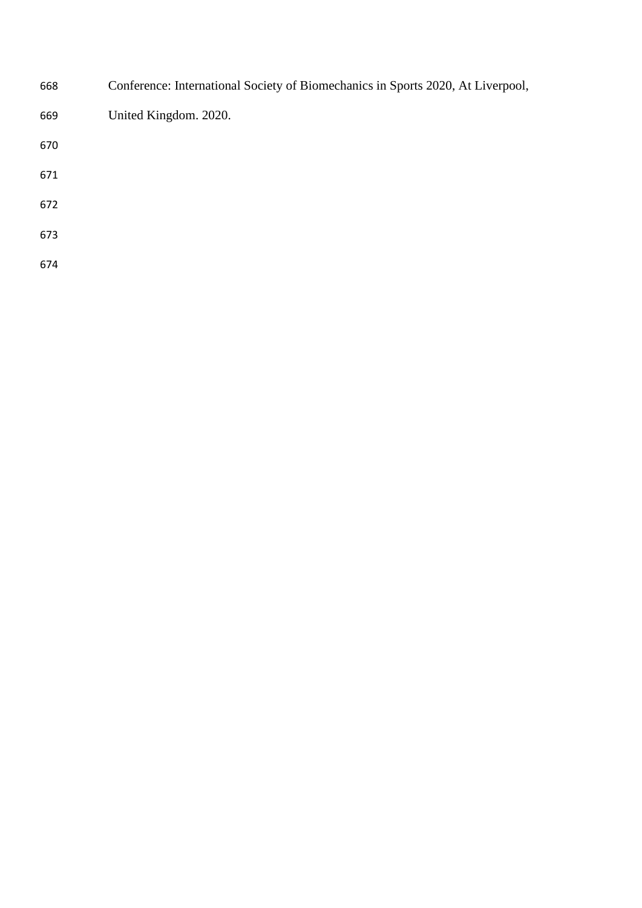Conference: International Society of Biomechanics in Sports 2020, At Liverpool, United Kingdom. 2020.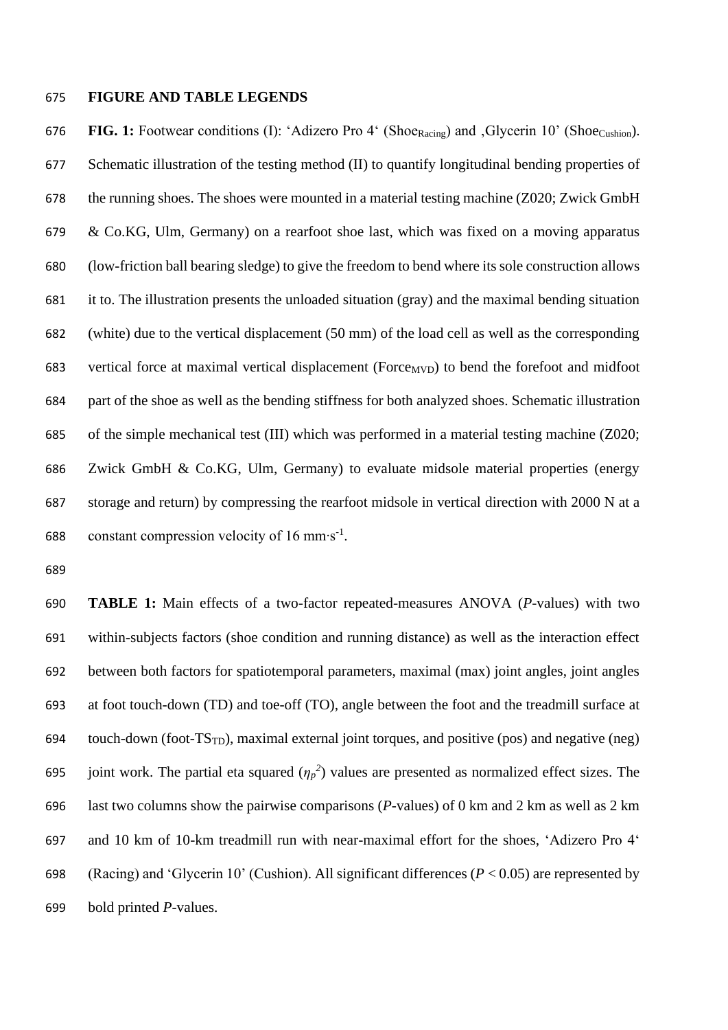## FIGURE AND TABLE LEGENDS

**FIG. 1:** Footwear conditions (I): 'Adizero Pro 4' ($Shoe_{Racing}$) and ,Glycerin 10' ($Shoe_{Cushion}$). Schematic illustration of the testing method (II) to quantify longitudinal bending properties of the running shoes. The shoes were mounted in a material testing machine (Z020; Zwick GmbH & Co.KG, Ulm, Germany) on a rearfoot shoe last, which was fixed on a moving apparatus (low-friction ball bearing sledge) to give the freedom to bend where its sole construction allows it to. The illustration presents the unloaded situation (gray) and the maximal bending situation (white) due to the vertical displacement (50 mm) of the load cell as well as the corresponding vertical force at maximal vertical displacement ($Force_{MVD}$) to bend the forefoot and midfoot part of the shoe as well as the bending stiffness for both analyzed shoes. Schematic illustration of the simple mechanical test (III) which was performed in a material testing machine (Z020; Zwick GmbH & Co.KG, Ulm, Germany) to evaluate midsole material properties (energy storage and return) by compressing the rearfoot midsole in vertical direction with 2000 N at a constant compression velocity of 16 $mm \cdot s^{-1}$.

**TABLE 1:** Main effects of a two-factor repeated-measures ANOVA (*P*-values) with two within-subjects factors (shoe condition and running distance) as well as the interaction effect between both factors for spatiotemporal parameters, maximal (max) joint angles, joint angles at foot touch-down (TD) and toe-off (TO), angle between the foot and the treadmill surface at touch-down (foot-$TS_{TD}$), maximal external joint torques, and positive (pos) and negative (neg) joint work. The partial eta squared ($\eta_p^2$) values are presented as normalized effect sizes. The last two columns show the pairwise comparisons (*P*-values) of 0 km and 2 km as well as 2 km and 10 km of 10-km treadmill run with near-maximal effort for the shoes, 'Adizero Pro 4' (Racing) and 'Glycerin 10' (Cushion). All significant differences ($P < 0.05$) are represented by bold printed *P*-values.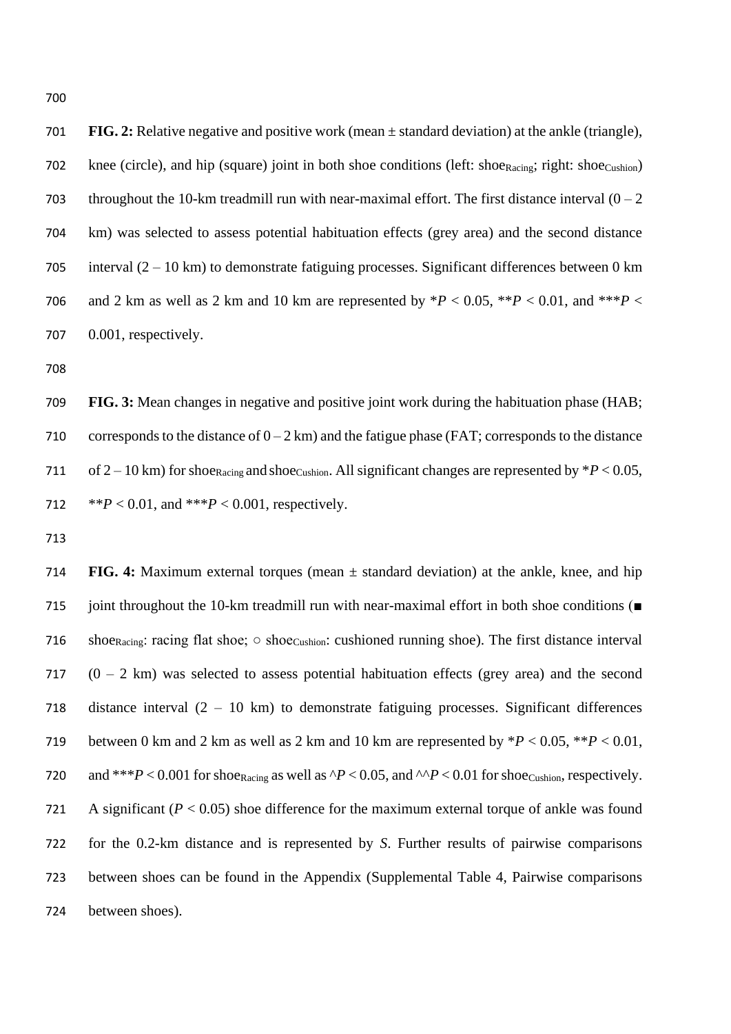**FIG. 2:** Relative negative and positive work (mean ± standard deviation) at the ankle (triangle), knee (circle), and hip (square) joint in both shoe conditions (left: $shoe_{Racing}$; right: $shoe_{Cushion}$) throughout the 10-km treadmill run with near-maximal effort. The first distance interval (0 – 2 km) was selected to assess potential habituation effects (grey area) and the second distance interval (2 – 10 km) to demonstrate fatiguing processes. Significant differences between 0 km and 2 km as well as 2 km and 10 km are represented by *$P < 0.05$, **$P < 0.01$, and ***$P < 0.001$, respectively.

**FIG. 3:** Mean changes in negative and positive joint work during the habituation phase (HAB; corresponds to the distance of 0 – 2 km) and the fatigue phase (FAT; corresponds to the distance of 2 – 10 km) for $shoe_{Racing}$ and $shoe_{Cushion}$. All significant changes are represented by *$P < 0.05$, **$P < 0.01$, and ***$P < 0.001$, respectively.

**FIG. 4:** Maximum external torques (mean ± standard deviation) at the ankle, knee, and hip joint throughout the 10-km treadmill run with near-maximal effort in both shoe conditions (■ $shoe_{Racing}$: racing flat shoe; ○ $shoe_{Cushion}$: cushioned running shoe). The first distance interval (0 – 2 km) was selected to assess potential habituation effects (grey area) and the second distance interval (2 – 10 km) to demonstrate fatiguing processes. Significant differences between 0 km and 2 km as well as 2 km and 10 km are represented by *$P < 0.05$, **$P < 0.01$, and ***$P < 0.001$ for $shoe_{Racing}$ as well as ^$P < 0.05$, and ^^$P < 0.01$ for $shoe_{Cushion}$, respectively. A significant ($P < 0.05$) shoe difference for the maximum external torque of ankle was found for the 0.2-km distance and is represented by *S*. Further results of pairwise comparisons between shoes can be found in the Appendix (Supplemental Table 4, Pairwise comparisons between shoes).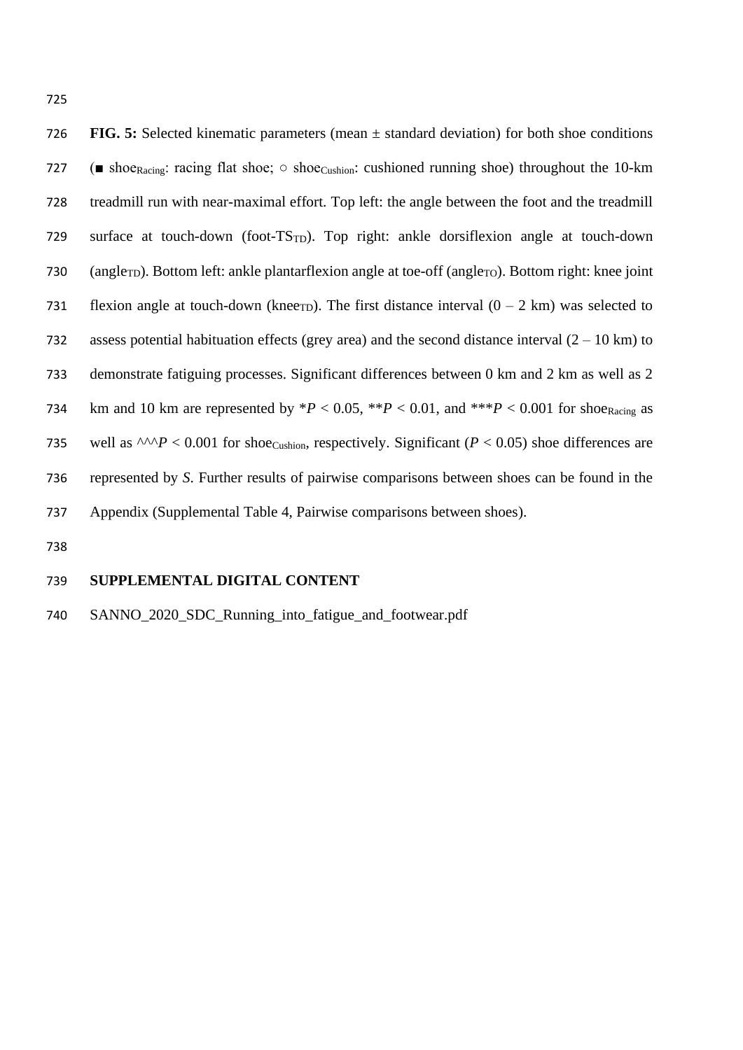**FIG. 5:** Selected kinematic parameters (mean ± standard deviation) for both shoe conditions (■ $shoe_{Racing}$: racing flat shoe; ○ $shoe_{Cushion}$: cushioned running shoe) throughout the 10-km treadmill run with near-maximal effort. Top left: the angle between the foot and the treadmill surface at touch-down (foot-$TS_{TD}$). Top right: ankle dorsiflexion angle at touch-down ($angle_{TD}$). Bottom left: ankle plantarflexion angle at toe-off ($angle_{TO}$). Bottom right: knee joint flexion angle at touch-down ($knee_{TD}$). The first distance interval (0 – 2 km) was selected to assess potential habituation effects (grey area) and the second distance interval (2 – 10 km) to demonstrate fatiguing processes. Significant differences between 0 km and 2 km as well as 2 km and 10 km are represented by *$P < 0.05$, **$P < 0.01$, and ***$P < 0.001$ for $shoe_{Racing}$ as well as ^^^$P < 0.001$ for $shoe_{Cushion}$, respectively. Significant ($P < 0.05$) shoe differences are represented by *S*. Further results of pairwise comparisons between shoes can be found in the Appendix (Supplemental Table 4, Pairwise comparisons between shoes).

## SUPPLEMENTAL DIGITAL CONTENT

SANNO_2020_SDC_Running_into_fatigue_and_footwear.pdf